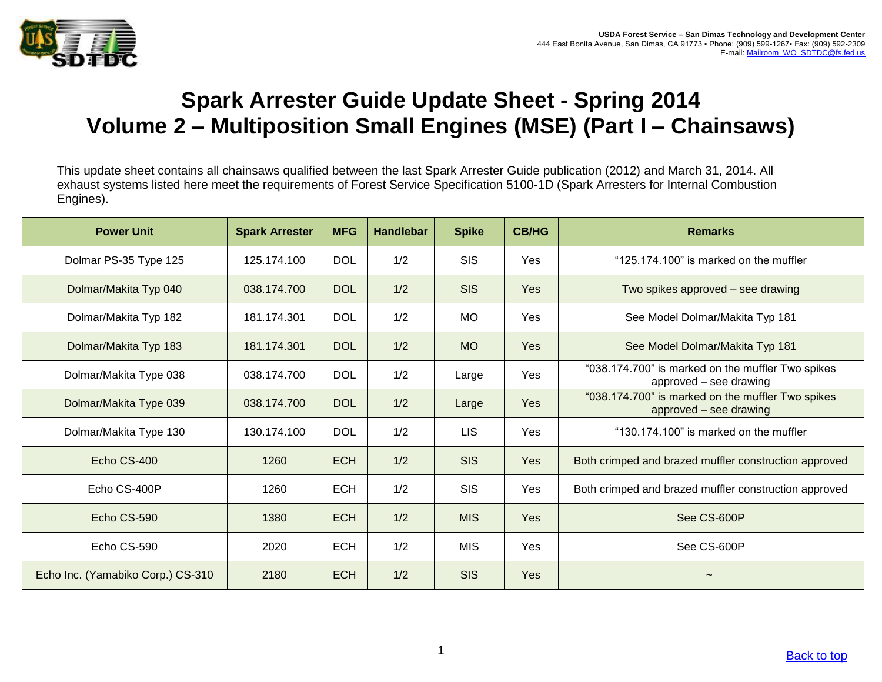USDA Forest Service – San Dimas Technology and Development Center
444 East Bonita Avenue, San Dimas, CA 91773 • Phone: (909) 599-1267• Fax: (909) 592-2309
E-mail: Mailroom_WO_SDTDC@fs.fed.us

# Spark Arrester Guide Update Sheet - Spring 2014
# Volume 2 – Multiposition Small Engines (MSE) (Part I – Chainsaws)

This update sheet contains all chainsaws qualified between the last Spark Arrester Guide publication (2012) and March 31, 2014. All exhaust systems listed here meet the requirements of Forest Service Specification 5100-1D (Spark Arresters for Internal Combustion Engines).

| Power Unit | Spark Arrester | MFG | Handlebar | Spike | CB/HG | Remarks |
|---|---|---|---|---|---|---|
| Dolmar PS-35 Type 125 | 125.174.100 | DOL | 1/2 | SIS | Yes | "125.174.100" is marked on the muffler |
| Dolmar/Makita Typ 040 | 038.174.700 | DOL | 1/2 | SIS | Yes | Two spikes approved – see drawing |
| Dolmar/Makita Typ 182 | 181.174.301 | DOL | 1/2 | MO | Yes | See Model Dolmar/Makita Typ 181 |
| Dolmar/Makita Typ 183 | 181.174.301 | DOL | 1/2 | MO | Yes | See Model Dolmar/Makita Typ 181 |
| Dolmar/Makita Type 038 | 038.174.700 | DOL | 1/2 | Large | Yes | "038.174.700" is marked on the muffler Two spikes approved – see drawing |
| Dolmar/Makita Type 039 | 038.174.700 | DOL | 1/2 | Large | Yes | "038.174.700" is marked on the muffler Two spikes approved – see drawing |
| Dolmar/Makita Type 130 | 130.174.100 | DOL | 1/2 | LIS | Yes | "130.174.100" is marked on the muffler |
| Echo CS-400 | 1260 | ECH | 1/2 | SIS | Yes | Both crimped and brazed muffler construction approved |
| Echo CS-400P | 1260 | ECH | 1/2 | SIS | Yes | Both crimped and brazed muffler construction approved |
| Echo CS-590 | 1380 | ECH | 1/2 | MIS | Yes | See CS-600P |
| Echo CS-590 | 2020 | ECH | 1/2 | MIS | Yes | See CS-600P |
| Echo Inc. (Yamabiko Corp.) CS-310 | 2180 | ECH | 1/2 | SIS | Yes | ~ |

Back to top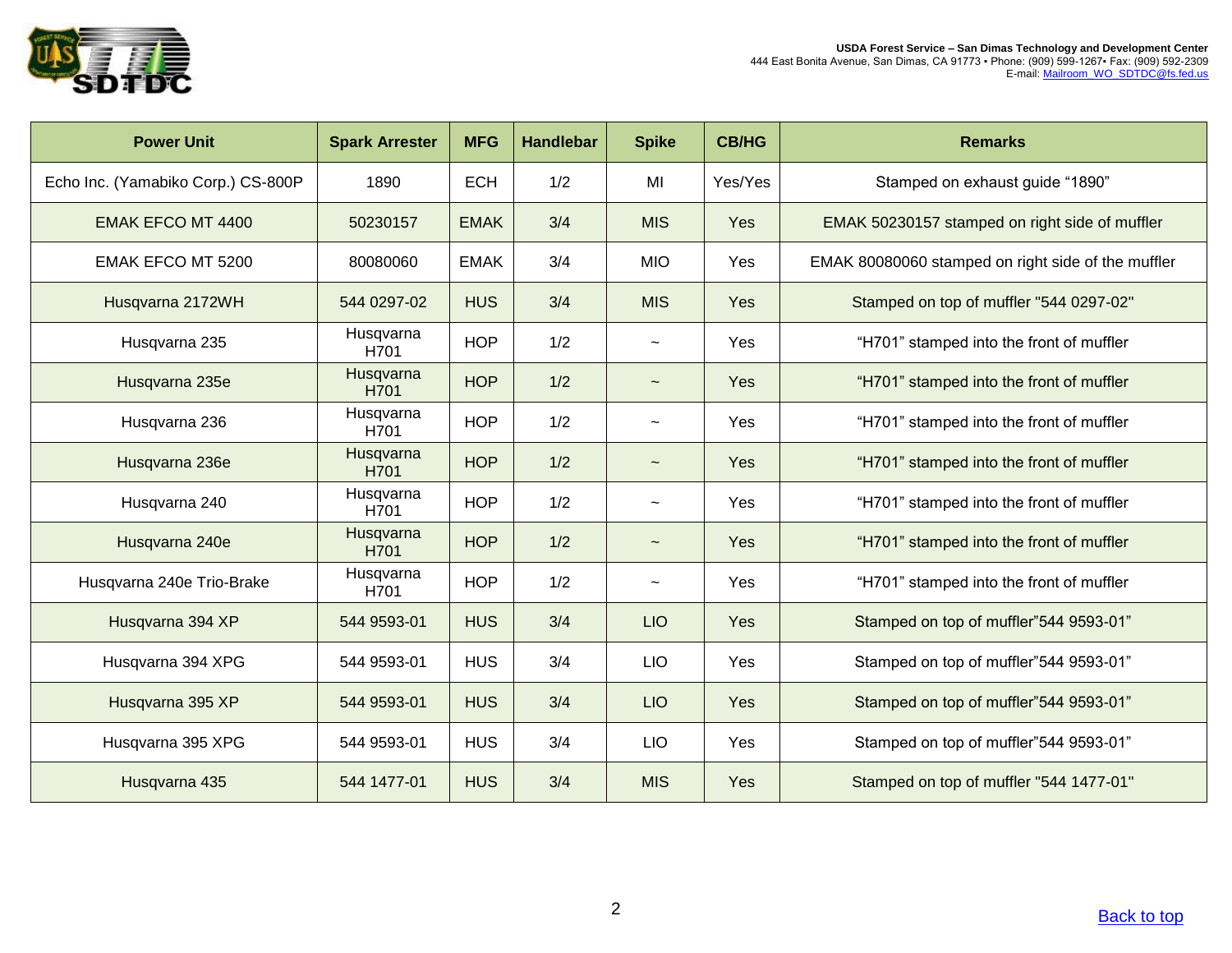| Power Unit | Spark Arrester | MFG | Handlebar | Spike | CB/HG | Remarks |
|---|---|---|---|---|---|---|
| Echo Inc. (Yamabiko Corp.) CS-800P | 1890 | ECH | 1/2 | MI | Yes/Yes | Stamped on exhaust guide “1890” |
| EMAK EFCO MT 4400 | 50230157 | EMAK | 3/4 | MIS | Yes | EMAK 50230157 stamped on right side of muffler |
| EMAK EFCO MT 5200 | 80080060 | EMAK | 3/4 | MIO | Yes | EMAK 80080060 stamped on right side of the muffler |
| Husqvarna 2172WH | 544 0297-02 | HUS | 3/4 | MIS | Yes | Stamped on top of muffler "544 0297-02" |
| Husqvarna 235 | Husqvarna H701 | HOP | 1/2 | ~ | Yes | “H701” stamped into the front of muffler |
| Husqvarna 235e | Husqvarna H701 | HOP | 1/2 | ~ | Yes | “H701” stamped into the front of muffler |
| Husqvarna 236 | Husqvarna H701 | HOP | 1/2 | ~ | Yes | “H701” stamped into the front of muffler |
| Husqvarna 236e | Husqvarna H701 | HOP | 1/2 | ~ | Yes | “H701” stamped into the front of muffler |
| Husqvarna 240 | Husqvarna H701 | HOP | 1/2 | ~ | Yes | “H701” stamped into the front of muffler |
| Husqvarna 240e | Husqvarna H701 | HOP | 1/2 | ~ | Yes | “H701” stamped into the front of muffler |
| Husqvarna 240e Trio-Brake | Husqvarna H701 | HOP | 1/2 | ~ | Yes | “H701” stamped into the front of muffler |
| Husqvarna 394 XP | 544 9593-01 | HUS | 3/4 | LIO | Yes | Stamped on top of muffler”544 9593-01” |
| Husqvarna 394 XPG | 544 9593-01 | HUS | 3/4 | LIO | Yes | Stamped on top of muffler”544 9593-01” |
| Husqvarna 395 XP | 544 9593-01 | HUS | 3/4 | LIO | Yes | Stamped on top of muffler”544 9593-01” |
| Husqvarna 395 XPG | 544 9593-01 | HUS | 3/4 | LIO | Yes | Stamped on top of muffler”544 9593-01” |
| Husqvarna 435 | 544 1477-01 | HUS | 3/4 | MIS | Yes | Stamped on top of muffler "544 1477-01" |

Back to top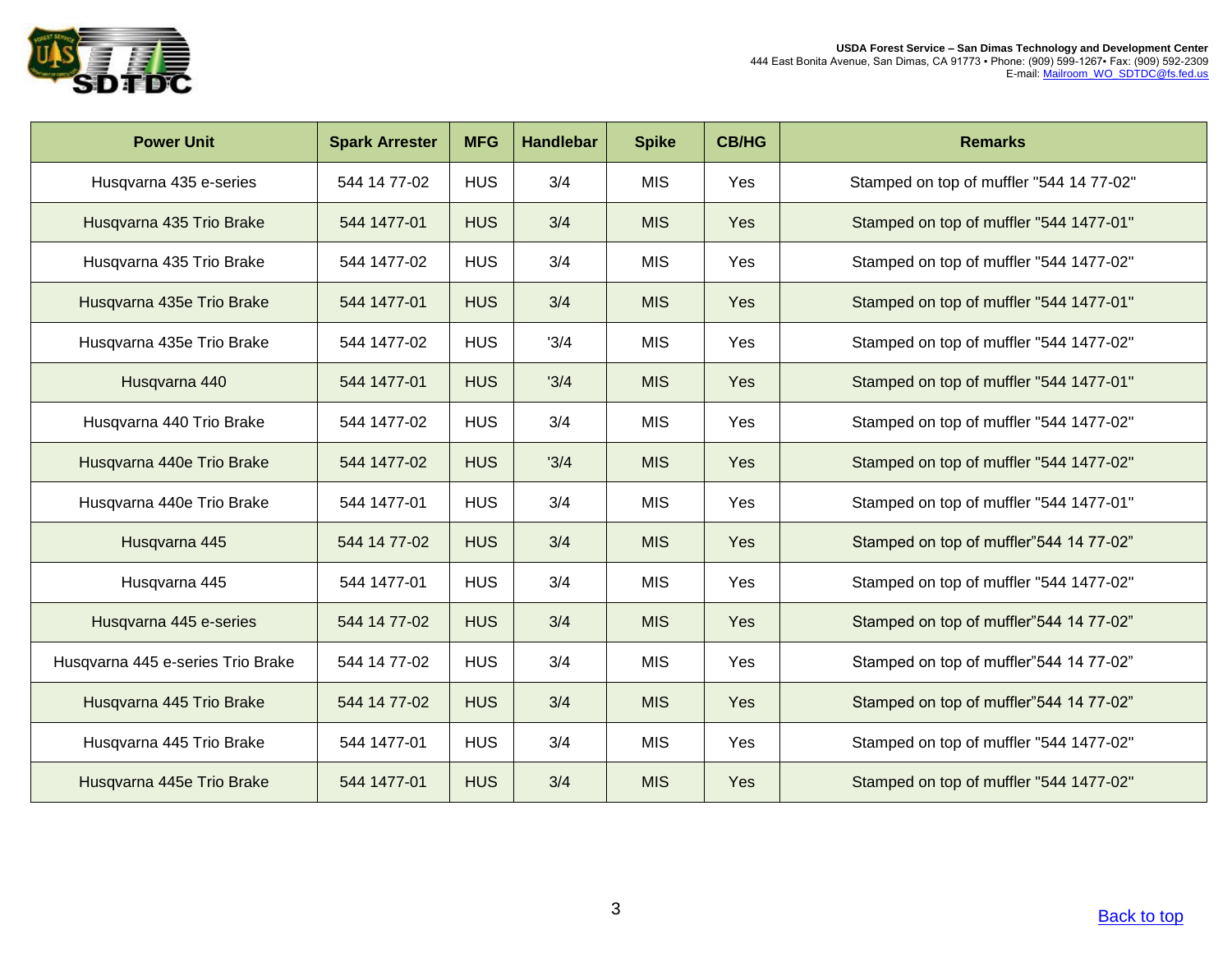| Power Unit | Spark Arrester | MFG | Handlebar | Spike | CB/HG | Remarks |
|---|---|---|---|---|---|---|
| Husqvarna 435 e-series | 544 14 77-02 | HUS | 3/4 | MIS | Yes | Stamped on top of muffler "544 14 77-02" |
| Husqvarna 435 Trio Brake | 544 1477-01 | HUS | 3/4 | MIS | Yes | Stamped on top of muffler "544 1477-01" |
| Husqvarna 435 Trio Brake | 544 1477-02 | HUS | 3/4 | MIS | Yes | Stamped on top of muffler "544 1477-02" |
| Husqvarna 435e Trio Brake | 544 1477-01 | HUS | 3/4 | MIS | Yes | Stamped on top of muffler "544 1477-01" |
| Husqvarna 435e Trio Brake | 544 1477-02 | HUS | '3/4 | MIS | Yes | Stamped on top of muffler "544 1477-02" |
| Husqvarna 440 | 544 1477-01 | HUS | '3/4 | MIS | Yes | Stamped on top of muffler "544 1477-01" |
| Husqvarna 440 Trio Brake | 544 1477-02 | HUS | 3/4 | MIS | Yes | Stamped on top of muffler "544 1477-02" |
| Husqvarna 440e Trio Brake | 544 1477-02 | HUS | '3/4 | MIS | Yes | Stamped on top of muffler "544 1477-02" |
| Husqvarna 440e Trio Brake | 544 1477-01 | HUS | 3/4 | MIS | Yes | Stamped on top of muffler "544 1477-01" |
| Husqvarna 445 | 544 14 77-02 | HUS | 3/4 | MIS | Yes | Stamped on top of muffler"544 14 77-02" |
| Husqvarna 445 | 544 1477-01 | HUS | 3/4 | MIS | Yes | Stamped on top of muffler "544 1477-02" |
| Husqvarna 445 e-series | 544 14 77-02 | HUS | 3/4 | MIS | Yes | Stamped on top of muffler"544 14 77-02" |
| Husqvarna 445 e-series Trio Brake | 544 14 77-02 | HUS | 3/4 | MIS | Yes | Stamped on top of muffler"544 14 77-02" |
| Husqvarna 445 Trio Brake | 544 14 77-02 | HUS | 3/4 | MIS | Yes | Stamped on top of muffler"544 14 77-02" |
| Husqvarna 445 Trio Brake | 544 1477-01 | HUS | 3/4 | MIS | Yes | Stamped on top of muffler "544 1477-02" |
| Husqvarna 445e Trio Brake | 544 1477-01 | HUS | 3/4 | MIS | Yes | Stamped on top of muffler "544 1477-02" |

Back to top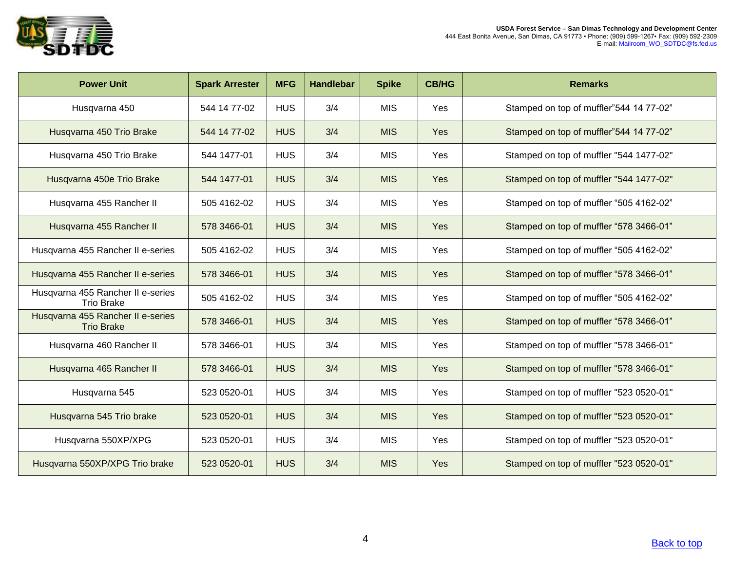| Power Unit | Spark Arrester | MFG | Handlebar | Spike | CB/HG | Remarks |
|---|---|---|---|---|---|---|
| Husqvarna 450 | 544 14 77-02 | HUS | 3/4 | MIS | Yes | Stamped on top of muffler”544 14 77-02” |
| Husqvarna 450 Trio Brake | 544 14 77-02 | HUS | 3/4 | MIS | Yes | Stamped on top of muffler”544 14 77-02” |
| Husqvarna 450 Trio Brake | 544 1477-01 | HUS | 3/4 | MIS | Yes | Stamped on top of muffler "544 1477-02" |
| Husqvarna 450e Trio Brake | 544 1477-01 | HUS | 3/4 | MIS | Yes | Stamped on top of muffler "544 1477-02" |
| Husqvarna 455 Rancher II | 505 4162-02 | HUS | 3/4 | MIS | Yes | Stamped on top of muffler “505 4162-02” |
| Husqvarna 455 Rancher II | 578 3466-01 | HUS | 3/4 | MIS | Yes | Stamped on top of muffler “578 3466-01” |
| Husqvarna 455 Rancher II e-series | 505 4162-02 | HUS | 3/4 | MIS | Yes | Stamped on top of muffler “505 4162-02” |
| Husqvarna 455 Rancher II e-series | 578 3466-01 | HUS | 3/4 | MIS | Yes | Stamped on top of muffler “578 3466-01” |
| Husqvarna 455 Rancher II e-series Trio Brake | 505 4162-02 | HUS | 3/4 | MIS | Yes | Stamped on top of muffler “505 4162-02” |
| Husqvarna 455 Rancher II e-series Trio Brake | 578 3466-01 | HUS | 3/4 | MIS | Yes | Stamped on top of muffler “578 3466-01” |
| Husqvarna 460 Rancher II | 578 3466-01 | HUS | 3/4 | MIS | Yes | Stamped on top of muffler "578 3466-01" |
| Husqvarna 465 Rancher II | 578 3466-01 | HUS | 3/4 | MIS | Yes | Stamped on top of muffler "578 3466-01" |
| Husqvarna 545 | 523 0520-01 | HUS | 3/4 | MIS | Yes | Stamped on top of muffler "523 0520-01" |
| Husqvarna 545 Trio brake | 523 0520-01 | HUS | 3/4 | MIS | Yes | Stamped on top of muffler "523 0520-01" |
| Husqvarna 550XP/XPG | 523 0520-01 | HUS | 3/4 | MIS | Yes | Stamped on top of muffler "523 0520-01" |
| Husqvarna 550XP/XPG Trio brake | 523 0520-01 | HUS | 3/4 | MIS | Yes | Stamped on top of muffler "523 0520-01" |

Back to top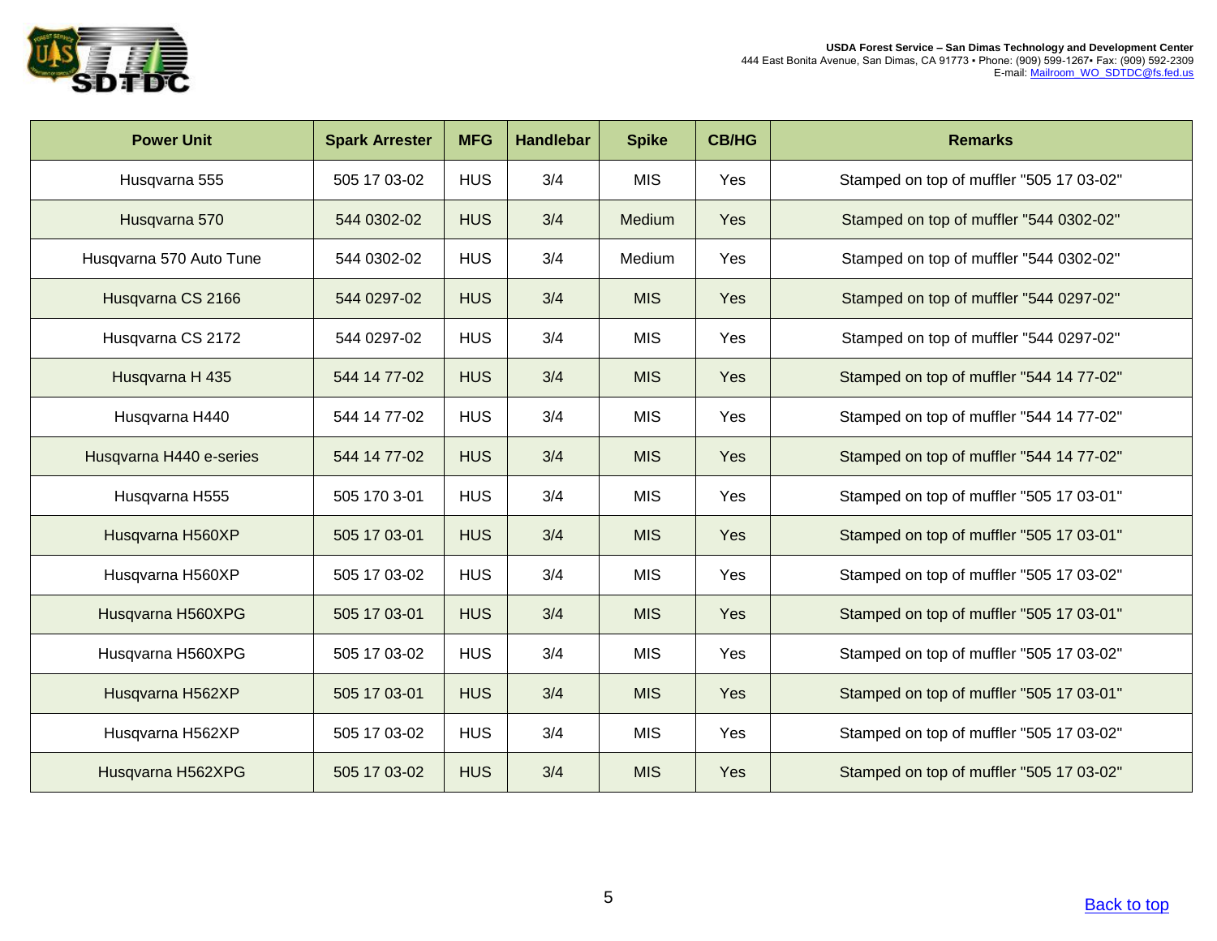| Power Unit | Spark Arrester | MFG | Handlebar | Spike | CB/HG | Remarks |
|---|---|---|---|---|---|---|
| Husqvarna 555 | 505 17 03-02 | HUS | 3/4 | MIS | Yes | Stamped on top of muffler "505 17 03-02" |
| Husqvarna 570 | 544 0302-02 | HUS | 3/4 | Medium | Yes | Stamped on top of muffler "544 0302-02" |
| Husqvarna 570 Auto Tune | 544 0302-02 | HUS | 3/4 | Medium | Yes | Stamped on top of muffler "544 0302-02" |
| Husqvarna CS 2166 | 544 0297-02 | HUS | 3/4 | MIS | Yes | Stamped on top of muffler "544 0297-02" |
| Husqvarna CS 2172 | 544 0297-02 | HUS | 3/4 | MIS | Yes | Stamped on top of muffler "544 0297-02" |
| Husqvarna H 435 | 544 14 77-02 | HUS | 3/4 | MIS | Yes | Stamped on top of muffler "544 14 77-02" |
| Husqvarna H440 | 544 14 77-02 | HUS | 3/4 | MIS | Yes | Stamped on top of muffler "544 14 77-02" |
| Husqvarna H440 e-series | 544 14 77-02 | HUS | 3/4 | MIS | Yes | Stamped on top of muffler "544 14 77-02" |
| Husqvarna H555 | 505 170 3-01 | HUS | 3/4 | MIS | Yes | Stamped on top of muffler "505 17 03-01" |
| Husqvarna H560XP | 505 17 03-01 | HUS | 3/4 | MIS | Yes | Stamped on top of muffler "505 17 03-01" |
| Husqvarna H560XP | 505 17 03-02 | HUS | 3/4 | MIS | Yes | Stamped on top of muffler "505 17 03-02" |
| Husqvarna H560XPG | 505 17 03-01 | HUS | 3/4 | MIS | Yes | Stamped on top of muffler "505 17 03-01" |
| Husqvarna H560XPG | 505 17 03-02 | HUS | 3/4 | MIS | Yes | Stamped on top of muffler "505 17 03-02" |
| Husqvarna H562XP | 505 17 03-01 | HUS | 3/4 | MIS | Yes | Stamped on top of muffler "505 17 03-01" |
| Husqvarna H562XP | 505 17 03-02 | HUS | 3/4 | MIS | Yes | Stamped on top of muffler "505 17 03-02" |
| Husqvarna H562XPG | 505 17 03-02 | HUS | 3/4 | MIS | Yes | Stamped on top of muffler "505 17 03-02" |

[Back to top]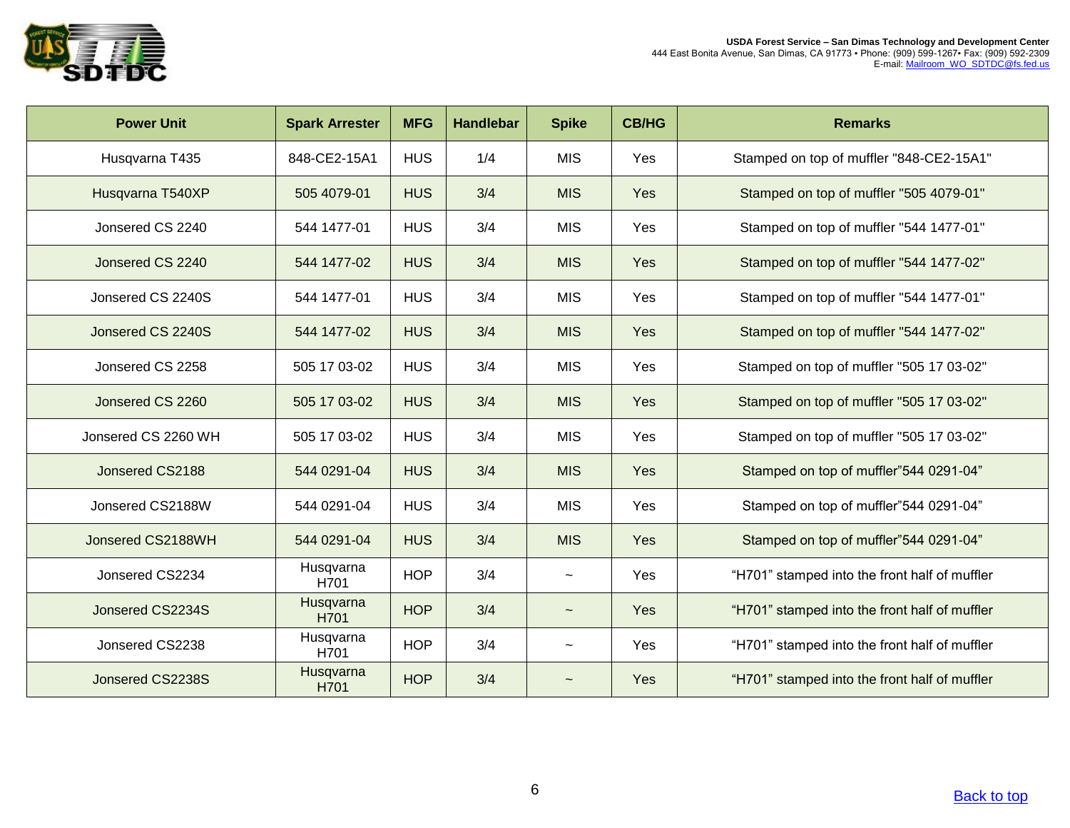| Power Unit | Spark Arrester | MFG | Handlebar | Spike | CB/HG | Remarks |
|---|---|---|---|---|---|---|
| Husqvarna T435 | 848-CE2-15A1 | HUS | 1/4 | MIS | Yes | Stamped on top of muffler "848-CE2-15A1" |
| Husqvarna T540XP | 505 4079-01 | HUS | 3/4 | MIS | Yes | Stamped on top of muffler "505 4079-01" |
| Jonsered CS 2240 | 544 1477-01 | HUS | 3/4 | MIS | Yes | Stamped on top of muffler "544 1477-01" |
| Jonsered CS 2240 | 544 1477-02 | HUS | 3/4 | MIS | Yes | Stamped on top of muffler "544 1477-02" |
| Jonsered CS 2240S | 544 1477-01 | HUS | 3/4 | MIS | Yes | Stamped on top of muffler "544 1477-01" |
| Jonsered CS 2240S | 544 1477-02 | HUS | 3/4 | MIS | Yes | Stamped on top of muffler "544 1477-02" |
| Jonsered CS 2258 | 505 17 03-02 | HUS | 3/4 | MIS | Yes | Stamped on top of muffler "505 17 03-02" |
| Jonsered CS 2260 | 505 17 03-02 | HUS | 3/4 | MIS | Yes | Stamped on top of muffler "505 17 03-02" |
| Jonsered CS 2260 WH | 505 17 03-02 | HUS | 3/4 | MIS | Yes | Stamped on top of muffler "505 17 03-02" |
| Jonsered CS2188 | 544 0291-04 | HUS | 3/4 | MIS | Yes | Stamped on top of muffler"544 0291-04" |
| Jonsered CS2188W | 544 0291-04 | HUS | 3/4 | MIS | Yes | Stamped on top of muffler"544 0291-04" |
| Jonsered CS2188WH | 544 0291-04 | HUS | 3/4 | MIS | Yes | Stamped on top of muffler"544 0291-04" |
| Jonsered CS2234 | Husqvarna H701 | HOP | 3/4 | ~ | Yes | "H701" stamped into the front half of muffler |
| Jonsered CS2234S | Husqvarna H701 | HOP | 3/4 | ~ | Yes | "H701" stamped into the front half of muffler |
| Jonsered CS2238 | Husqvarna H701 | HOP | 3/4 | ~ | Yes | "H701" stamped into the front half of muffler |
| Jonsered CS2238S | Husqvarna H701 | HOP | 3/4 | ~ | Yes | "H701" stamped into the front half of muffler |

Back to top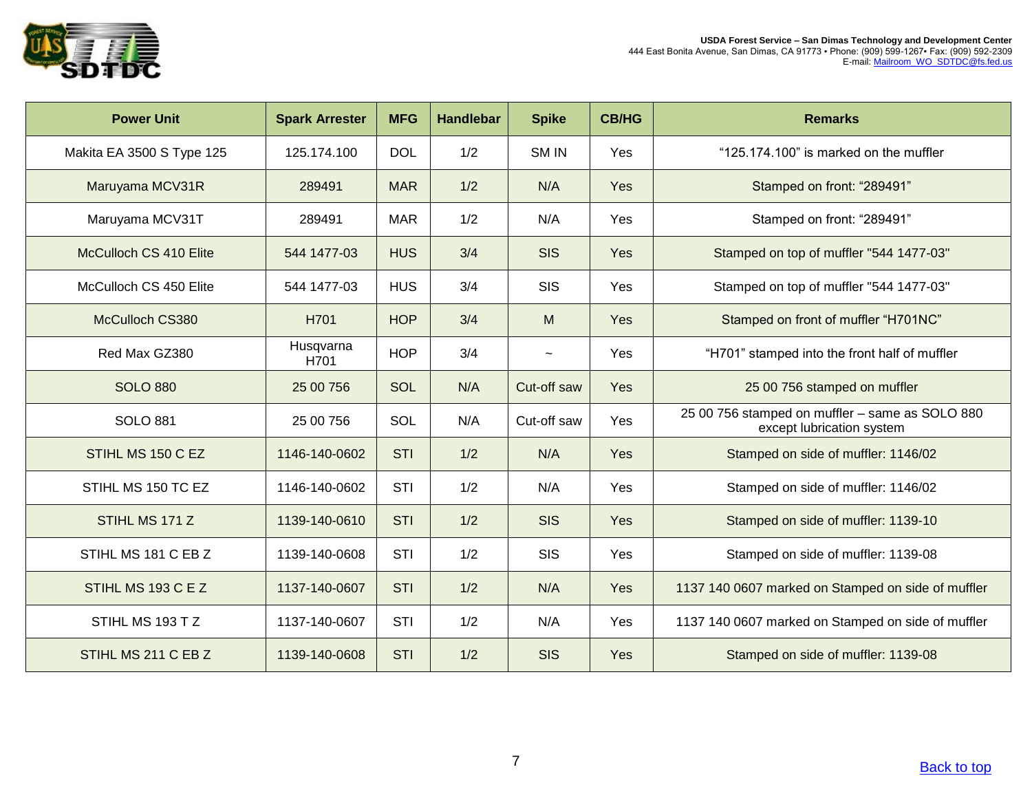| Power Unit | Spark Arrester | MFG | Handlebar | Spike | CB/HG | Remarks |
|---|---|---|---|---|---|---|
| Makita EA 3500 S Type 125 | 125.174.100 | DOL | 1/2 | SM IN | Yes | "125.174.100" is marked on the muffler |
| Maruyama MCV31R | 289491 | MAR | 1/2 | N/A | Yes | Stamped on front: "289491" |
| Maruyama MCV31T | 289491 | MAR | 1/2 | N/A | Yes | Stamped on front: "289491" |
| McCulloch CS 410 Elite | 544 1477-03 | HUS | 3/4 | SIS | Yes | Stamped on top of muffler "544 1477-03" |
| McCulloch CS 450 Elite | 544 1477-03 | HUS | 3/4 | SIS | Yes | Stamped on top of muffler "544 1477-03" |
| McCulloch CS380 | H701 | HOP | 3/4 | M | Yes | Stamped on front of muffler "H701NC" |
| Red Max GZ380 | Husqvarna H701 | HOP | 3/4 | ~ | Yes | "H701" stamped into the front half of muffler |
| SOLO 880 | 25 00 756 | SOL | N/A | Cut-off saw | Yes | 25 00 756 stamped on muffler |
| SOLO 881 | 25 00 756 | SOL | N/A | Cut-off saw | Yes | 25 00 756 stamped on muffler – same as SOLO 880 except lubrication system |
| STIHL MS 150 C EZ | 1146-140-0602 | STI | 1/2 | N/A | Yes | Stamped on side of muffler: 1146/02 |
| STIHL MS 150 TC EZ | 1146-140-0602 | STI | 1/2 | N/A | Yes | Stamped on side of muffler: 1146/02 |
| STIHL MS 171 Z | 1139-140-0610 | STI | 1/2 | SIS | Yes | Stamped on side of muffler: 1139-10 |
| STIHL MS 181 C EB Z | 1139-140-0608 | STI | 1/2 | SIS | Yes | Stamped on side of muffler: 1139-08 |
| STIHL MS 193 C E Z | 1137-140-0607 | STI | 1/2 | N/A | Yes | 1137 140 0607 marked on Stamped on side of muffler |
| STIHL MS 193 T Z | 1137-140-0607 | STI | 1/2 | N/A | Yes | 1137 140 0607 marked on Stamped on side of muffler |
| STIHL MS 211 C EB Z | 1139-140-0608 | STI | 1/2 | SIS | Yes | Stamped on side of muffler: 1139-08 |

[Back to top]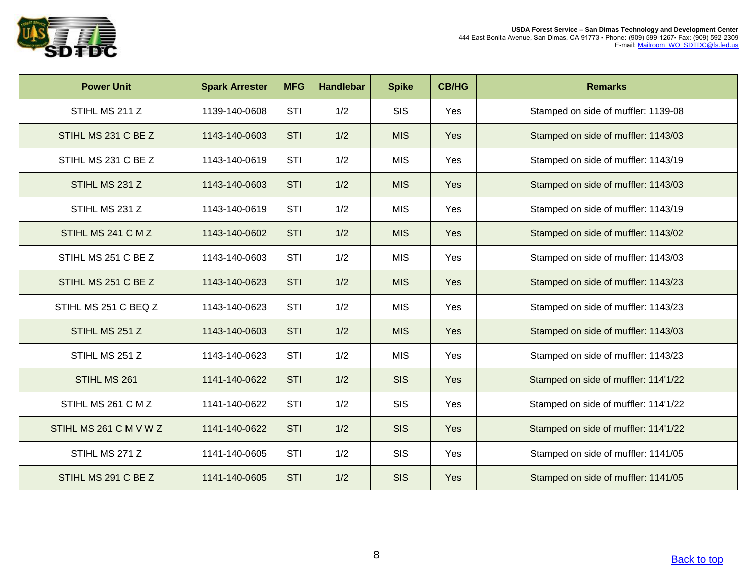| Power Unit | Spark Arrester | MFG | Handlebar | Spike | CB/HG | Remarks |
|---|---|---|---|---|---|---|
| STIHL MS 211 Z | 1139-140-0608 | STI | 1/2 | SIS | Yes | Stamped on side of muffler: 1139-08 |
| STIHL MS 231 C BE Z | 1143-140-0603 | STI | 1/2 | MIS | Yes | Stamped on side of muffler: 1143/03 |
| STIHL MS 231 C BE Z | 1143-140-0619 | STI | 1/2 | MIS | Yes | Stamped on side of muffler: 1143/19 |
| STIHL MS 231 Z | 1143-140-0603 | STI | 1/2 | MIS | Yes | Stamped on side of muffler: 1143/03 |
| STIHL MS 231 Z | 1143-140-0619 | STI | 1/2 | MIS | Yes | Stamped on side of muffler: 1143/19 |
| STIHL MS 241 C M Z | 1143-140-0602 | STI | 1/2 | MIS | Yes | Stamped on side of muffler: 1143/02 |
| STIHL MS 251 C BE Z | 1143-140-0603 | STI | 1/2 | MIS | Yes | Stamped on side of muffler: 1143/03 |
| STIHL MS 251 C BE Z | 1143-140-0623 | STI | 1/2 | MIS | Yes | Stamped on side of muffler: 1143/23 |
| STIHL MS 251 C BEQ Z | 1143-140-0623 | STI | 1/2 | MIS | Yes | Stamped on side of muffler: 1143/23 |
| STIHL MS 251 Z | 1143-140-0603 | STI | 1/2 | MIS | Yes | Stamped on side of muffler: 1143/03 |
| STIHL MS 251 Z | 1143-140-0623 | STI | 1/2 | MIS | Yes | Stamped on side of muffler: 1143/23 |
| STIHL MS 261 | 1141-140-0622 | STI | 1/2 | SIS | Yes | Stamped on side of muffler: 114'1/22 |
| STIHL MS 261 C M Z | 1141-140-0622 | STI | 1/2 | SIS | Yes | Stamped on side of muffler: 114'1/22 |
| STIHL MS 261 C M V W Z | 1141-140-0622 | STI | 1/2 | SIS | Yes | Stamped on side of muffler: 114'1/22 |
| STIHL MS 271 Z | 1141-140-0605 | STI | 1/2 | SIS | Yes | Stamped on side of muffler: 1141/05 |
| STIHL MS 291 C BE Z | 1141-140-0605 | STI | 1/2 | SIS | Yes | Stamped on side of muffler: 1141/05 |

Back to top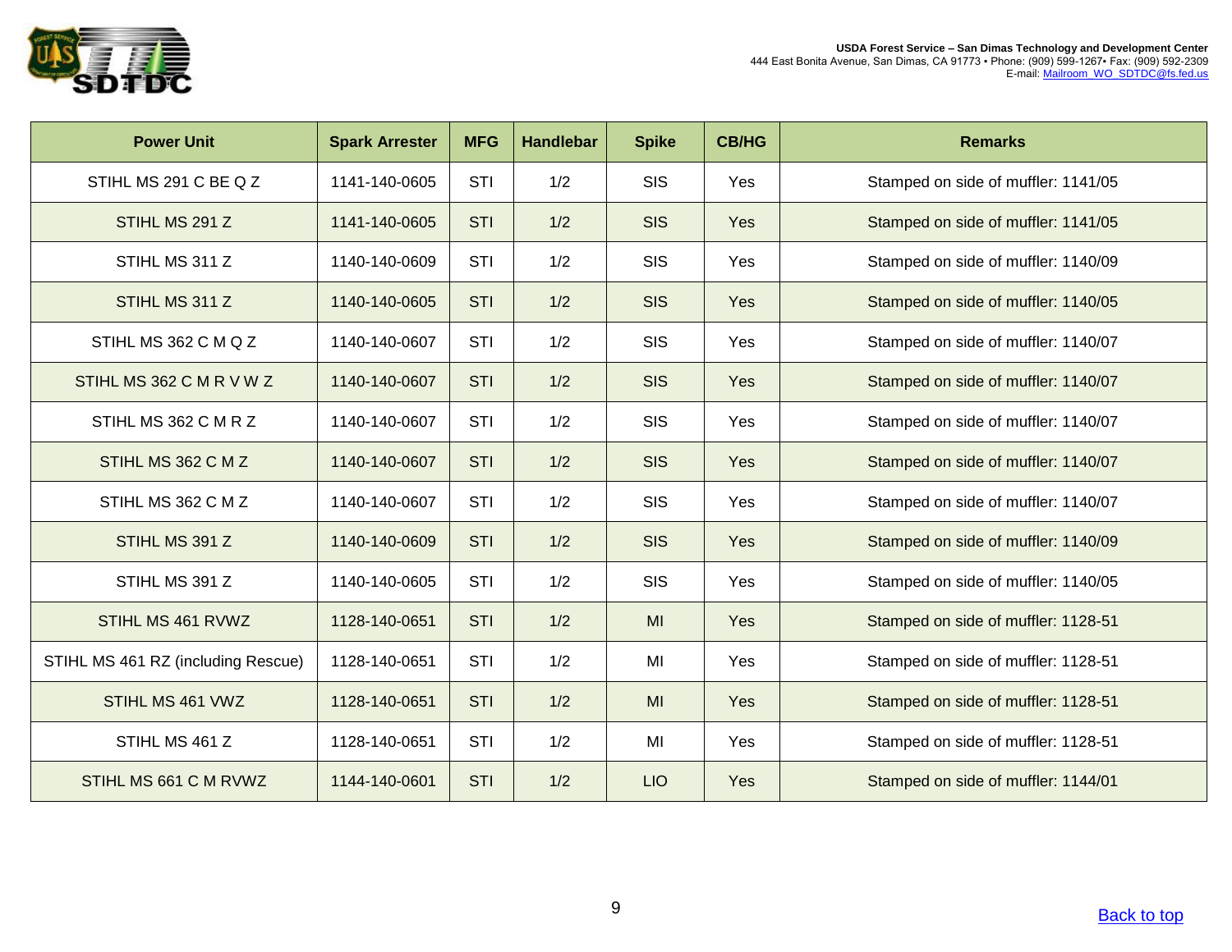| Power Unit | Spark Arrester | MFG | Handlebar | Spike | CB/HG | Remarks |
|---|---|---|---|---|---|---|
| STIHL MS 291 C BE Q Z | 1141-140-0605 | STI | 1/2 | SIS | Yes | Stamped on side of muffler: 1141/05 |
| STIHL MS 291 Z | 1141-140-0605 | STI | 1/2 | SIS | Yes | Stamped on side of muffler: 1141/05 |
| STIHL MS 311 Z | 1140-140-0609 | STI | 1/2 | SIS | Yes | Stamped on side of muffler: 1140/09 |
| STIHL MS 311 Z | 1140-140-0605 | STI | 1/2 | SIS | Yes | Stamped on side of muffler: 1140/05 |
| STIHL MS 362 C M Q Z | 1140-140-0607 | STI | 1/2 | SIS | Yes | Stamped on side of muffler: 1140/07 |
| STIHL MS 362 C M R V W Z | 1140-140-0607 | STI | 1/2 | SIS | Yes | Stamped on side of muffler: 1140/07 |
| STIHL MS 362 C M R Z | 1140-140-0607 | STI | 1/2 | SIS | Yes | Stamped on side of muffler: 1140/07 |
| STIHL MS 362 C M Z | 1140-140-0607 | STI | 1/2 | SIS | Yes | Stamped on side of muffler: 1140/07 |
| STIHL MS 362 C M Z | 1140-140-0607 | STI | 1/2 | SIS | Yes | Stamped on side of muffler: 1140/07 |
| STIHL MS 391 Z | 1140-140-0609 | STI | 1/2 | SIS | Yes | Stamped on side of muffler: 1140/09 |
| STIHL MS 391 Z | 1140-140-0605 | STI | 1/2 | SIS | Yes | Stamped on side of muffler: 1140/05 |
| STIHL MS 461 RVWZ | 1128-140-0651 | STI | 1/2 | MI | Yes | Stamped on side of muffler: 1128-51 |
| STIHL MS 461 RZ (including Rescue) | 1128-140-0651 | STI | 1/2 | MI | Yes | Stamped on side of muffler: 1128-51 |
| STIHL MS 461 VWZ | 1128-140-0651 | STI | 1/2 | MI | Yes | Stamped on side of muffler: 1128-51 |
| STIHL MS 461 Z | 1128-140-0651 | STI | 1/2 | MI | Yes | Stamped on side of muffler: 1128-51 |
| STIHL MS 661 C M RVWZ | 1144-140-0601 | STI | 1/2 | LIO | Yes | Stamped on side of muffler: 1144/01 |

[Back to top]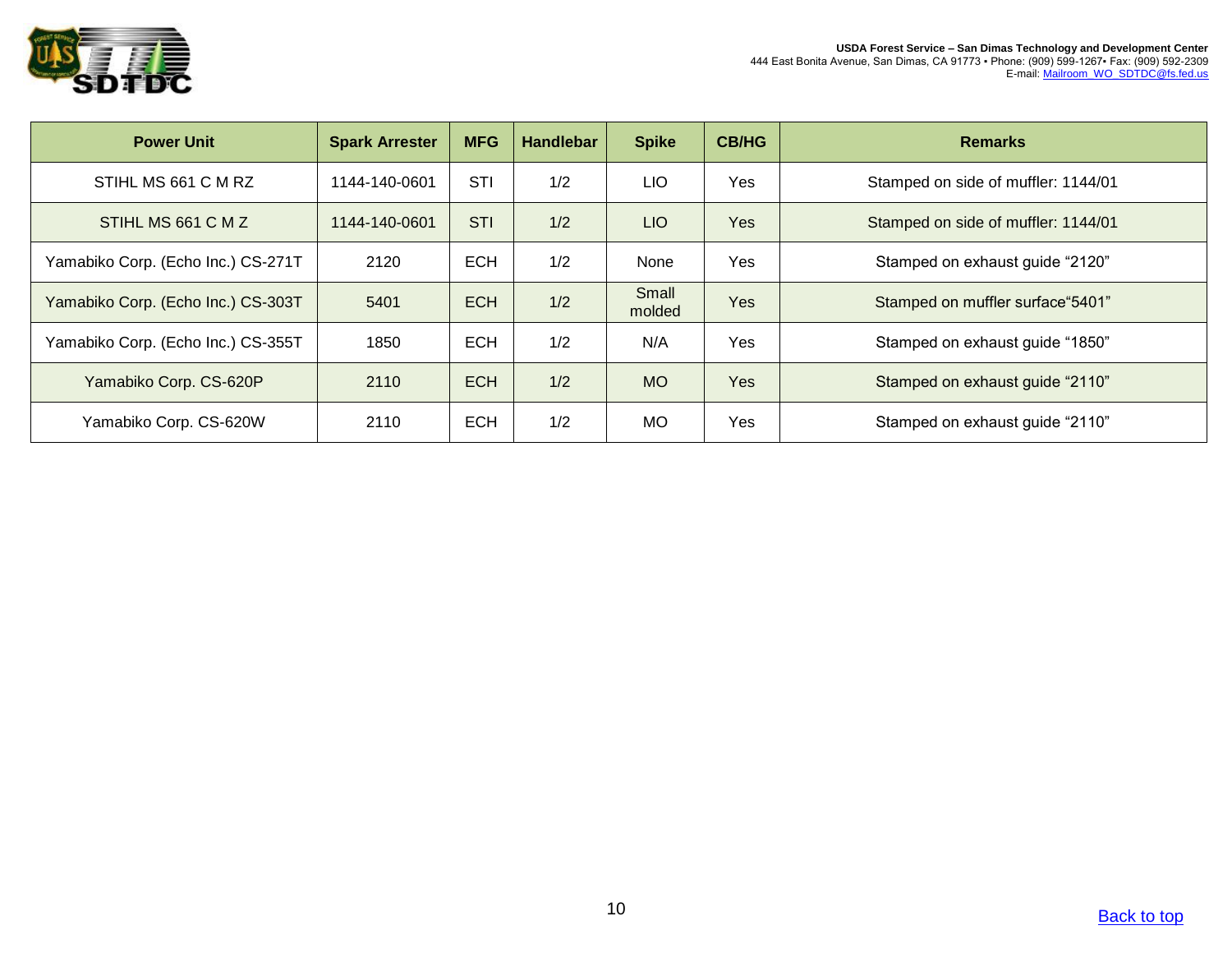| Power Unit | Spark Arrester | MFG | Handlebar | Spike | CB/HG | Remarks |
|---|---|---|---|---|---|---|
| STIHL MS 661 C M RZ | 1144-140-0601 | STI | 1/2 | LIO | Yes | Stamped on side of muffler: 1144/01 |
| STIHL MS 661 C M Z | 1144-140-0601 | STI | 1/2 | LIO | Yes | Stamped on side of muffler: 1144/01 |
| Yamabiko Corp. (Echo Inc.) CS-271T | 2120 | ECH | 1/2 | None | Yes | Stamped on exhaust guide “2120” |
| Yamabiko Corp. (Echo Inc.) CS-303T | 5401 | ECH | 1/2 | Small molded | Yes | Stamped on muffler surface“5401” |
| Yamabiko Corp. (Echo Inc.) CS-355T | 1850 | ECH | 1/2 | N/A | Yes | Stamped on exhaust guide “1850” |
| Yamabiko Corp. CS-620P | 2110 | ECH | 1/2 | MO | Yes | Stamped on exhaust guide “2110” |
| Yamabiko Corp. CS-620W | 2110 | ECH | 1/2 | MO | Yes | Stamped on exhaust guide “2110” |

Back to top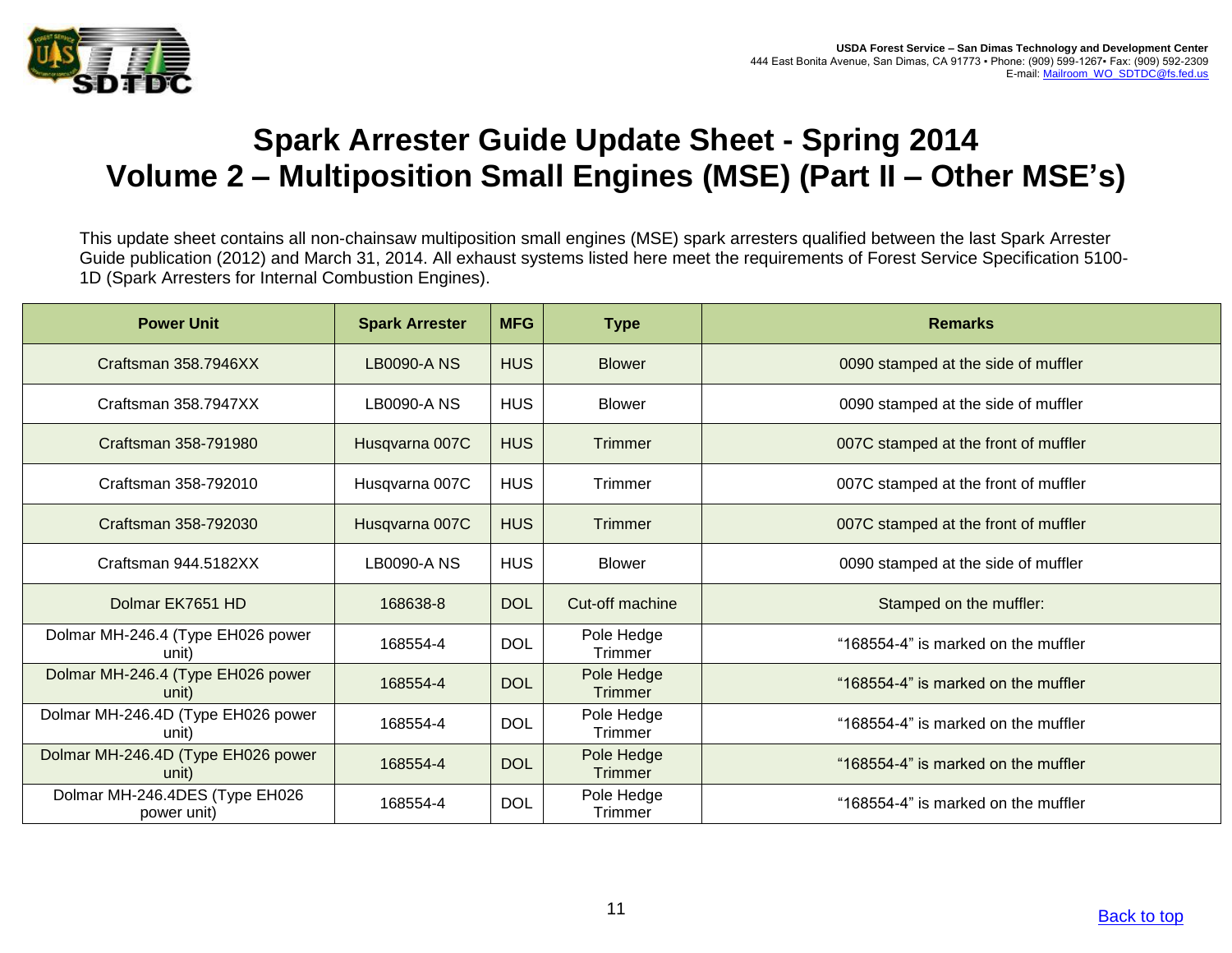USDA Forest Service – San Dimas Technology and Development Center
444 East Bonita Avenue, San Dimas, CA 91773 • Phone: (909) 599-1267• Fax: (909) 592-2309
E-mail: Mailroom_WO_SDTDC@fs.fed.us

# Spark Arrester Guide Update Sheet - Spring 2014
# Volume 2 – Multiposition Small Engines (MSE) (Part II – Other MSE's)

This update sheet contains all non-chainsaw multiposition small engines (MSE) spark arresters qualified between the last Spark Arrester Guide publication (2012) and March 31, 2014. All exhaust systems listed here meet the requirements of Forest Service Specification 5100-1D (Spark Arresters for Internal Combustion Engines).

| Power Unit | Spark Arrester | MFG | Type | Remarks |
|---|---|---|---|---|
| Craftsman 358.7946XX | LB0090-A NS | HUS | Blower | 0090 stamped at the side of muffler |
| Craftsman 358.7947XX | LB0090-A NS | HUS | Blower | 0090 stamped at the side of muffler |
| Craftsman 358-791980 | Husqvarna 007C | HUS | Trimmer | 007C stamped at the front of muffler |
| Craftsman 358-792010 | Husqvarna 007C | HUS | Trimmer | 007C stamped at the front of muffler |
| Craftsman 358-792030 | Husqvarna 007C | HUS | Trimmer | 007C stamped at the front of muffler |
| Craftsman 944.5182XX | LB0090-A NS | HUS | Blower | 0090 stamped at the side of muffler |
| Dolmar EK7651 HD | 168638-8 | DOL | Cut-off machine | Stamped on the muffler: |
| Dolmar MH-246.4 (Type EH026 power unit) | 168554-4 | DOL | Pole Hedge Trimmer | "168554-4" is marked on the muffler |
| Dolmar MH-246.4 (Type EH026 power unit) | 168554-4 | DOL | Pole Hedge Trimmer | "168554-4" is marked on the muffler |
| Dolmar MH-246.4D (Type EH026 power unit) | 168554-4 | DOL | Pole Hedge Trimmer | "168554-4" is marked on the muffler |
| Dolmar MH-246.4D (Type EH026 power unit) | 168554-4 | DOL | Pole Hedge Trimmer | "168554-4" is marked on the muffler |
| Dolmar MH-246.4DES (Type EH026 power unit) | 168554-4 | DOL | Pole Hedge Trimmer | "168554-4" is marked on the muffler |

Back to top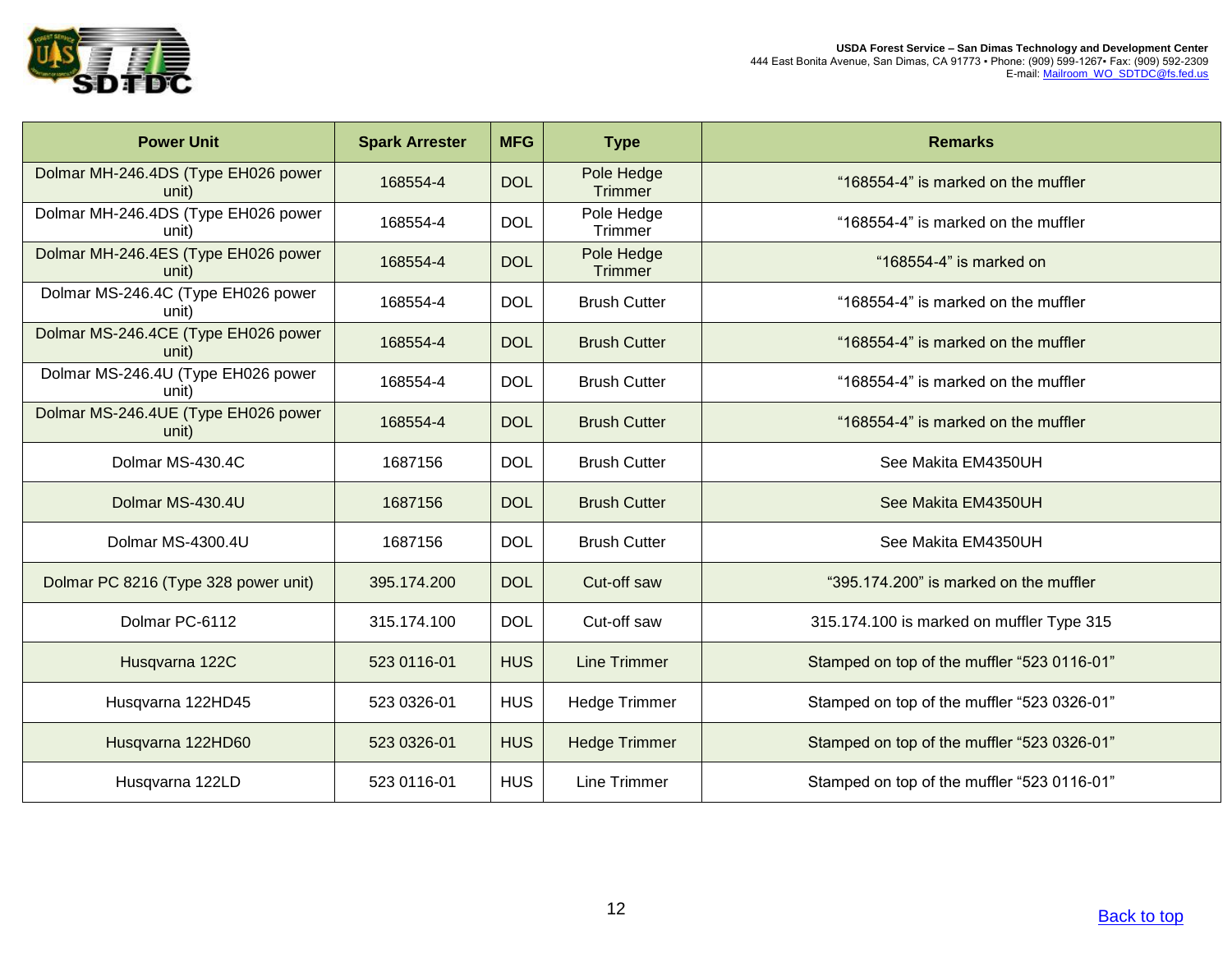| Power Unit | Spark Arrester | MFG | Type | Remarks |
|---|---|---|---|---|
| Dolmar MH-246.4DS (Type EH026 power unit) | 168554-4 | DOL | Pole Hedge Trimmer | “168554-4” is marked on the muffler |
| Dolmar MH-246.4DS (Type EH026 power unit) | 168554-4 | DOL | Pole Hedge Trimmer | “168554-4” is marked on the muffler |
| Dolmar MH-246.4ES (Type EH026 power unit) | 168554-4 | DOL | Pole Hedge Trimmer | “168554-4” is marked on |
| Dolmar MS-246.4C (Type EH026 power unit) | 168554-4 | DOL | Brush Cutter | “168554-4” is marked on the muffler |
| Dolmar MS-246.4CE (Type EH026 power unit) | 168554-4 | DOL | Brush Cutter | “168554-4” is marked on the muffler |
| Dolmar MS-246.4U (Type EH026 power unit) | 168554-4 | DOL | Brush Cutter | “168554-4” is marked on the muffler |
| Dolmar MS-246.4UE (Type EH026 power unit) | 168554-4 | DOL | Brush Cutter | “168554-4” is marked on the muffler |
| Dolmar MS-430.4C | 1687156 | DOL | Brush Cutter | See Makita EM4350UH |
| Dolmar MS-430.4U | 1687156 | DOL | Brush Cutter | See Makita EM4350UH |
| Dolmar MS-4300.4U | 1687156 | DOL | Brush Cutter | See Makita EM4350UH |
| Dolmar PC 8216 (Type 328 power unit) | 395.174.200 | DOL | Cut-off saw | “395.174.200” is marked on the muffler |
| Dolmar PC-6112 | 315.174.100 | DOL | Cut-off saw | 315.174.100 is marked on muffler Type 315 |
| Husqvarna 122C | 523 0116-01 | HUS | Line Trimmer | Stamped on top of the muffler “523 0116-01” |
| Husqvarna 122HD45 | 523 0326-01 | HUS | Hedge Trimmer | Stamped on top of the muffler “523 0326-01” |
| Husqvarna 122HD60 | 523 0326-01 | HUS | Hedge Trimmer | Stamped on top of the muffler “523 0326-01” |
| Husqvarna 122LD | 523 0116-01 | HUS | Line Trimmer | Stamped on top of the muffler “523 0116-01” |

Back to top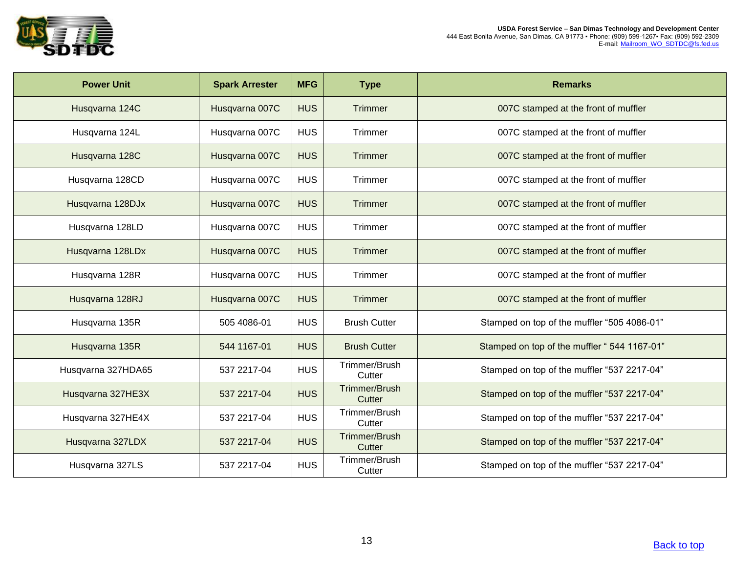| Power Unit | Spark Arrester | MFG | Type | Remarks |
|---|---|---|---|---|
| Husqvarna 124C | Husqvarna 007C | HUS | Trimmer | 007C stamped at the front of muffler |
| Husqvarna 124L | Husqvarna 007C | HUS | Trimmer | 007C stamped at the front of muffler |
| Husqvarna 128C | Husqvarna 007C | HUS | Trimmer | 007C stamped at the front of muffler |
| Husqvarna 128CD | Husqvarna 007C | HUS | Trimmer | 007C stamped at the front of muffler |
| Husqvarna 128DJx | Husqvarna 007C | HUS | Trimmer | 007C stamped at the front of muffler |
| Husqvarna 128LD | Husqvarna 007C | HUS | Trimmer | 007C stamped at the front of muffler |
| Husqvarna 128LDx | Husqvarna 007C | HUS | Trimmer | 007C stamped at the front of muffler |
| Husqvarna 128R | Husqvarna 007C | HUS | Trimmer | 007C stamped at the front of muffler |
| Husqvarna 128RJ | Husqvarna 007C | HUS | Trimmer | 007C stamped at the front of muffler |
| Husqvarna 135R | 505 4086-01 | HUS | Brush Cutter | Stamped on top of the muffler "505 4086-01" |
| Husqvarna 135R | 544 1167-01 | HUS | Brush Cutter | Stamped on top of the muffler " 544 1167-01" |
| Husqvarna 327HDA65 | 537 2217-04 | HUS | Trimmer/Brush Cutter | Stamped on top of the muffler "537 2217-04" |
| Husqvarna 327HE3X | 537 2217-04 | HUS | Trimmer/Brush Cutter | Stamped on top of the muffler "537 2217-04" |
| Husqvarna 327HE4X | 537 2217-04 | HUS | Trimmer/Brush Cutter | Stamped on top of the muffler "537 2217-04" |
| Husqvarna 327LDX | 537 2217-04 | HUS | Trimmer/Brush Cutter | Stamped on top of the muffler "537 2217-04" |
| Husqvarna 327LS | 537 2217-04 | HUS | Trimmer/Brush Cutter | Stamped on top of the muffler "537 2217-04" |

[Back to top](#)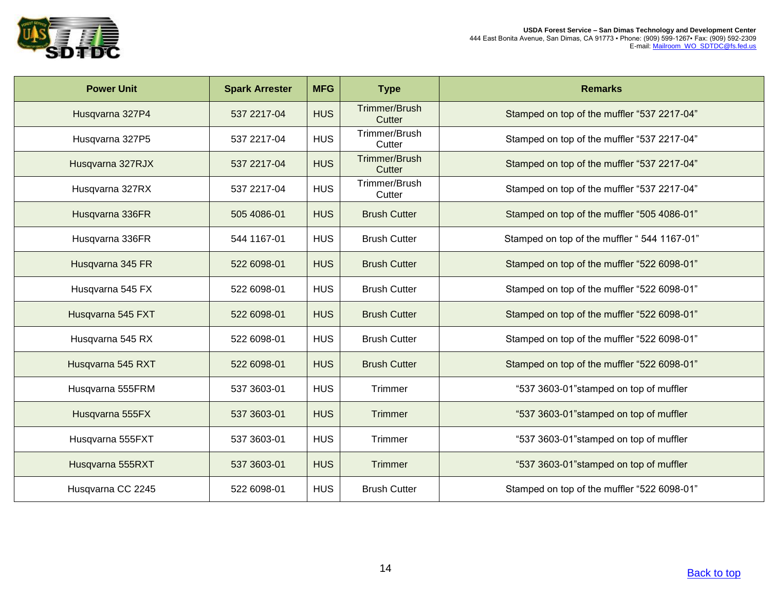| Power Unit | Spark Arrester | MFG | Type | Remarks |
|---|---|---|---|---|
| Husqvarna 327P4 | 537 2217-04 | HUS | Trimmer/Brush Cutter | Stamped on top of the muffler “537 2217-04” |
| Husqvarna 327P5 | 537 2217-04 | HUS | Trimmer/Brush Cutter | Stamped on top of the muffler “537 2217-04” |
| Husqvarna 327RJX | 537 2217-04 | HUS | Trimmer/Brush Cutter | Stamped on top of the muffler “537 2217-04” |
| Husqvarna 327RX | 537 2217-04 | HUS | Trimmer/Brush Cutter | Stamped on top of the muffler “537 2217-04” |
| Husqvarna 336FR | 505 4086-01 | HUS | Brush Cutter | Stamped on top of the muffler “505 4086-01” |
| Husqvarna 336FR | 544 1167-01 | HUS | Brush Cutter | Stamped on top of the muffler “ 544 1167-01” |
| Husqvarna 345 FR | 522 6098-01 | HUS | Brush Cutter | Stamped on top of the muffler “522 6098-01” |
| Husqvarna 545 FX | 522 6098-01 | HUS | Brush Cutter | Stamped on top of the muffler “522 6098-01” |
| Husqvarna 545 FXT | 522 6098-01 | HUS | Brush Cutter | Stamped on top of the muffler “522 6098-01” |
| Husqvarna 545 RX | 522 6098-01 | HUS | Brush Cutter | Stamped on top of the muffler “522 6098-01” |
| Husqvarna 545 RXT | 522 6098-01 | HUS | Brush Cutter | Stamped on top of the muffler “522 6098-01” |
| Husqvarna 555FRM | 537 3603-01 | HUS | Trimmer | “537 3603-01”stamped on top of muffler |
| Husqvarna 555FX | 537 3603-01 | HUS | Trimmer | “537 3603-01”stamped on top of muffler |
| Husqvarna 555FXT | 537 3603-01 | HUS | Trimmer | “537 3603-01”stamped on top of muffler |
| Husqvarna 555RXT | 537 3603-01 | HUS | Trimmer | “537 3603-01”stamped on top of muffler |
| Husqvarna CC 2245 | 522 6098-01 | HUS | Brush Cutter | Stamped on top of the muffler “522 6098-01” |

Back to top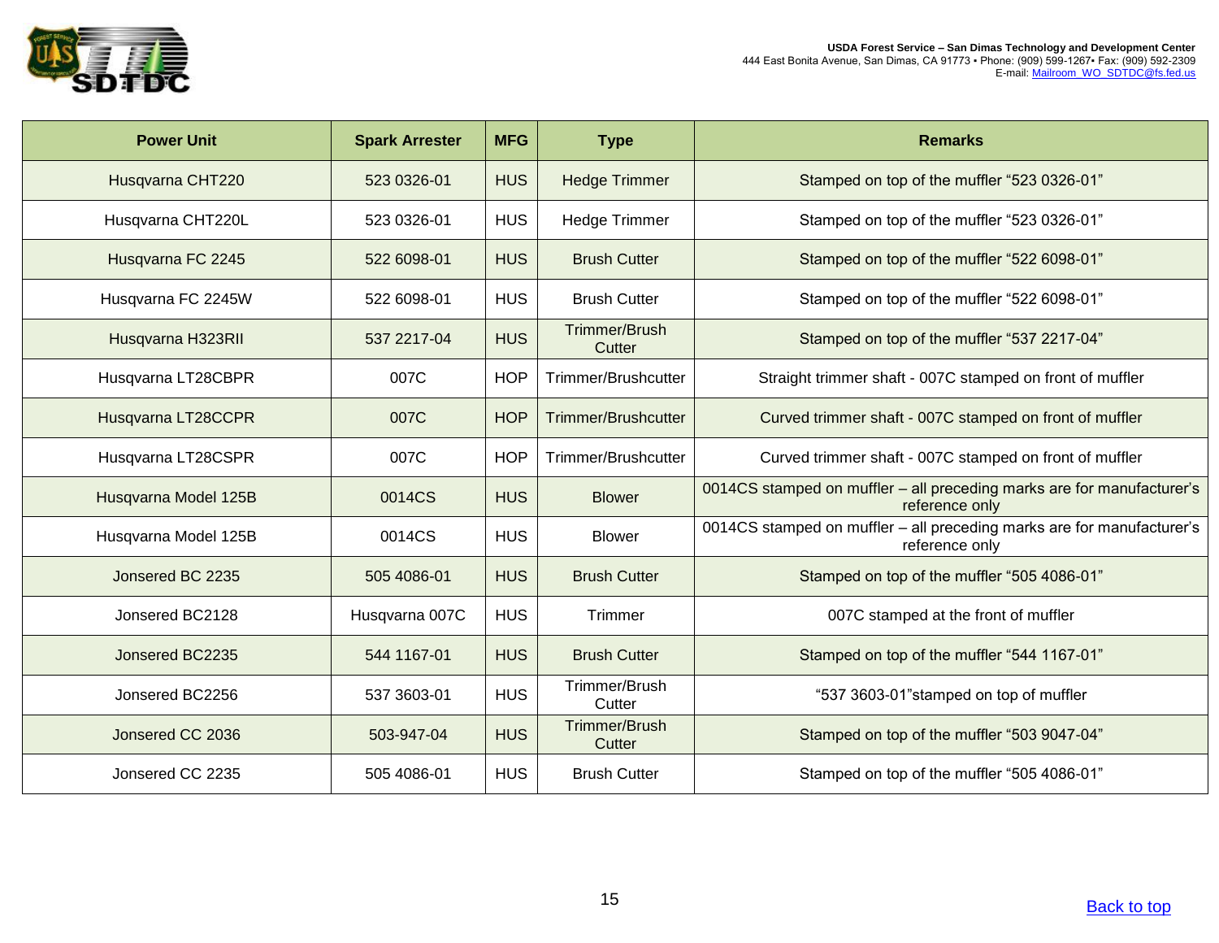| Power Unit | Spark Arrester | MFG | Type | Remarks |
|---|---|---|---|---|
| Husqvarna CHT220 | 523 0326-01 | HUS | Hedge Trimmer | Stamped on top of the muffler “523 0326-01” |
| Husqvarna CHT220L | 523 0326-01 | HUS | Hedge Trimmer | Stamped on top of the muffler “523 0326-01” |
| Husqvarna FC 2245 | 522 6098-01 | HUS | Brush Cutter | Stamped on top of the muffler “522 6098-01” |
| Husqvarna FC 2245W | 522 6098-01 | HUS | Brush Cutter | Stamped on top of the muffler “522 6098-01” |
| Husqvarna H323RII | 537 2217-04 | HUS | Trimmer/Brush Cutter | Stamped on top of the muffler “537 2217-04” |
| Husqvarna LT28CBPR | 007C | HOP | Trimmer/Brushcutter | Straight trimmer shaft - 007C stamped on front of muffler |
| Husqvarna LT28CCPR | 007C | HOP | Trimmer/Brushcutter | Curved trimmer shaft - 007C stamped on front of muffler |
| Husqvarna LT28CSPR | 007C | HOP | Trimmer/Brushcutter | Curved trimmer shaft - 007C stamped on front of muffler |
| Husqvarna Model 125B | 0014CS | HUS | Blower | 0014CS stamped on muffler – all preceding marks are for manufacturer’s reference only |
| Husqvarna Model 125B | 0014CS | HUS | Blower | 0014CS stamped on muffler – all preceding marks are for manufacturer’s reference only |
| Jonsered BC 2235 | 505 4086-01 | HUS | Brush Cutter | Stamped on top of the muffler “505 4086-01” |
| Jonsered BC2128 | Husqvarna 007C | HUS | Trimmer | 007C stamped at the front of muffler |
| Jonsered BC2235 | 544 1167-01 | HUS | Brush Cutter | Stamped on top of the muffler “544 1167-01” |
| Jonsered BC2256 | 537 3603-01 | HUS | Trimmer/Brush Cutter | “537 3603-01”stamped on top of muffler |
| Jonsered CC 2036 | 503-947-04 | HUS | Trimmer/Brush Cutter | Stamped on top of the muffler “503 9047-04” |
| Jonsered CC 2235 | 505 4086-01 | HUS | Brush Cutter | Stamped on top of the muffler “505 4086-01” |

Back to top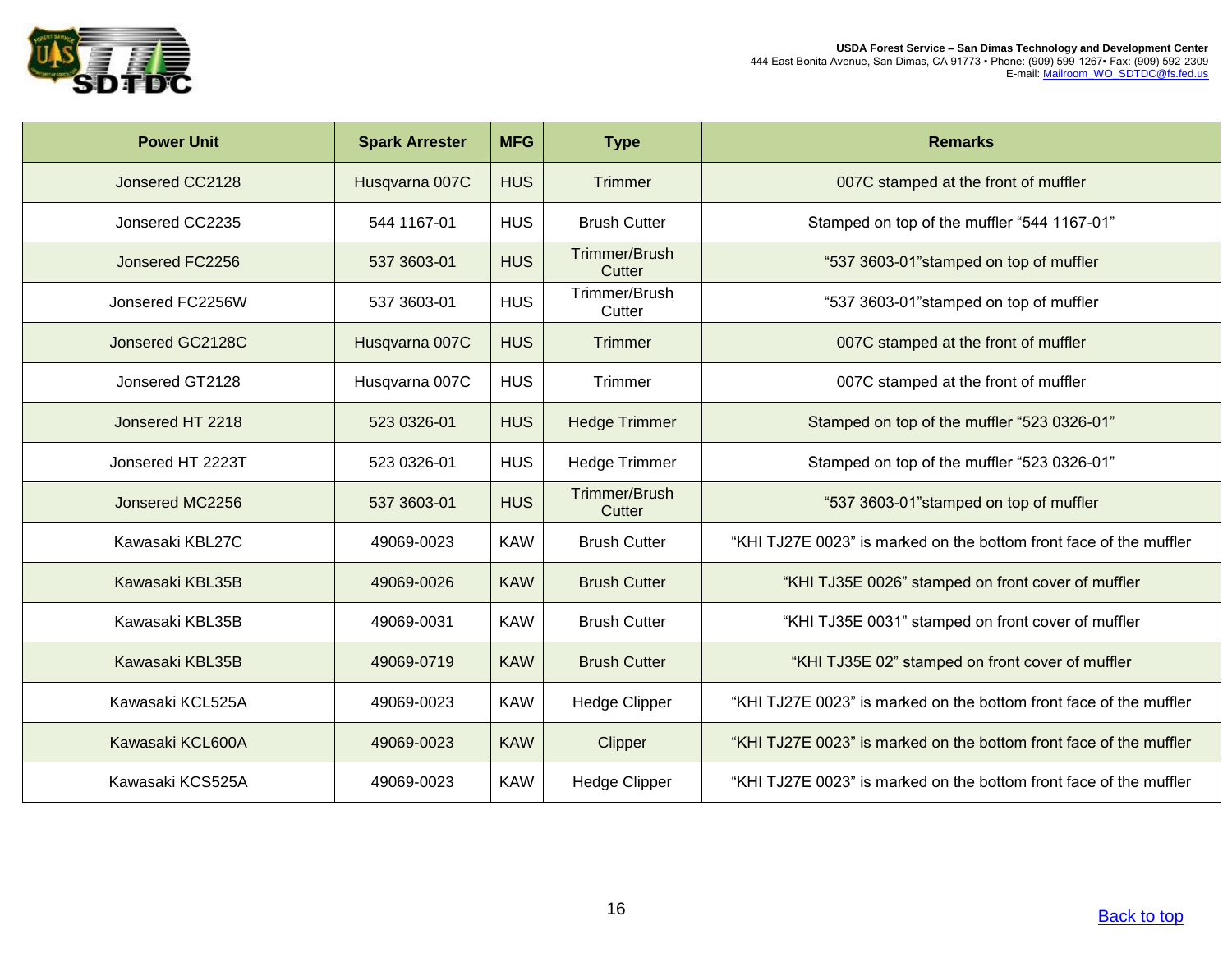| Power Unit | Spark Arrester | MFG | Type | Remarks |
|---|---|---|---|---|
| Jonsered CC2128 | Husqvarna 007C | HUS | Trimmer | 007C stamped at the front of muffler |
| Jonsered CC2235 | 544 1167-01 | HUS | Brush Cutter | Stamped on top of the muffler “544 1167-01” |
| Jonsered FC2256 | 537 3603-01 | HUS | Trimmer/Brush Cutter | “537 3603-01”stamped on top of muffler |
| Jonsered FC2256W | 537 3603-01 | HUS | Trimmer/Brush Cutter | “537 3603-01”stamped on top of muffler |
| Jonsered GC2128C | Husqvarna 007C | HUS | Trimmer | 007C stamped at the front of muffler |
| Jonsered GT2128 | Husqvarna 007C | HUS | Trimmer | 007C stamped at the front of muffler |
| Jonsered HT 2218 | 523 0326-01 | HUS | Hedge Trimmer | Stamped on top of the muffler “523 0326-01” |
| Jonsered HT 2223T | 523 0326-01 | HUS | Hedge Trimmer | Stamped on top of the muffler “523 0326-01” |
| Jonsered MC2256 | 537 3603-01 | HUS | Trimmer/Brush Cutter | “537 3603-01”stamped on top of muffler |
| Kawasaki KBL27C | 49069-0023 | KAW | Brush Cutter | “KHI TJ27E 0023” is marked on the bottom front face of the muffler |
| Kawasaki KBL35B | 49069-0026 | KAW | Brush Cutter | “KHI TJ35E 0026” stamped on front cover of muffler |
| Kawasaki KBL35B | 49069-0031 | KAW | Brush Cutter | “KHI TJ35E 0031” stamped on front cover of muffler |
| Kawasaki KBL35B | 49069-0719 | KAW | Brush Cutter | “KHI TJ35E 02” stamped on front cover of muffler |
| Kawasaki KCL525A | 49069-0023 | KAW | Hedge Clipper | “KHI TJ27E 0023” is marked on the bottom front face of the muffler |
| Kawasaki KCL600A | 49069-0023 | KAW | Clipper | “KHI TJ27E 0023” is marked on the bottom front face of the muffler |
| Kawasaki KCS525A | 49069-0023 | KAW | Hedge Clipper | “KHI TJ27E 0023” is marked on the bottom front face of the muffler |

Back to top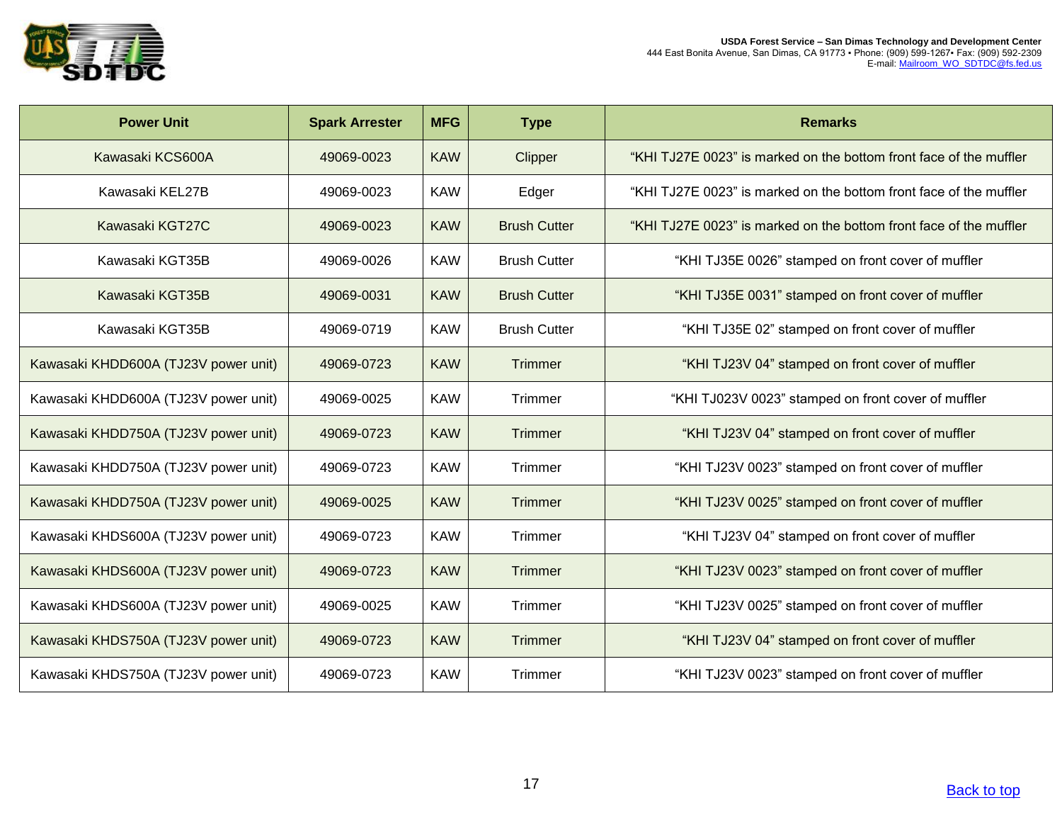| Power Unit | Spark Arrester | MFG | Type | Remarks |
| --- | --- | --- | --- | --- |
| Kawasaki KCS600A | 49069-0023 | KAW | Clipper | “KHI TJ27E 0023” is marked on the bottom front face of the muffler |
| Kawasaki KEL27B | 49069-0023 | KAW | Edger | “KHI TJ27E 0023” is marked on the bottom front face of the muffler |
| Kawasaki KGT27C | 49069-0023 | KAW | Brush Cutter | “KHI TJ27E 0023” is marked on the bottom front face of the muffler |
| Kawasaki KGT35B | 49069-0026 | KAW | Brush Cutter | “KHI TJ35E 0026” stamped on front cover of muffler |
| Kawasaki KGT35B | 49069-0031 | KAW | Brush Cutter | “KHI TJ35E 0031” stamped on front cover of muffler |
| Kawasaki KGT35B | 49069-0719 | KAW | Brush Cutter | “KHI TJ35E 02” stamped on front cover of muffler |
| Kawasaki KHDD600A (TJ23V power unit) | 49069-0723 | KAW | Trimmer | “KHI TJ23V 04” stamped on front cover of muffler |
| Kawasaki KHDD600A (TJ23V power unit) | 49069-0025 | KAW | Trimmer | “KHI TJ023V 0023” stamped on front cover of muffler |
| Kawasaki KHDD750A (TJ23V power unit) | 49069-0723 | KAW | Trimmer | “KHI TJ23V 04” stamped on front cover of muffler |
| Kawasaki KHDD750A (TJ23V power unit) | 49069-0723 | KAW | Trimmer | “KHI TJ23V 0023” stamped on front cover of muffler |
| Kawasaki KHDD750A (TJ23V power unit) | 49069-0025 | KAW | Trimmer | “KHI TJ23V 0025” stamped on front cover of muffler |
| Kawasaki KHDS600A (TJ23V power unit) | 49069-0723 | KAW | Trimmer | “KHI TJ23V 04” stamped on front cover of muffler |
| Kawasaki KHDS600A (TJ23V power unit) | 49069-0723 | KAW | Trimmer | “KHI TJ23V 0023” stamped on front cover of muffler |
| Kawasaki KHDS600A (TJ23V power unit) | 49069-0025 | KAW | Trimmer | “KHI TJ23V 0025” stamped on front cover of muffler |
| Kawasaki KHDS750A (TJ23V power unit) | 49069-0723 | KAW | Trimmer | “KHI TJ23V 04” stamped on front cover of muffler |
| Kawasaki KHDS750A (TJ23V power unit) | 49069-0723 | KAW | Trimmer | “KHI TJ23V 0023” stamped on front cover of muffler |

[Back to top]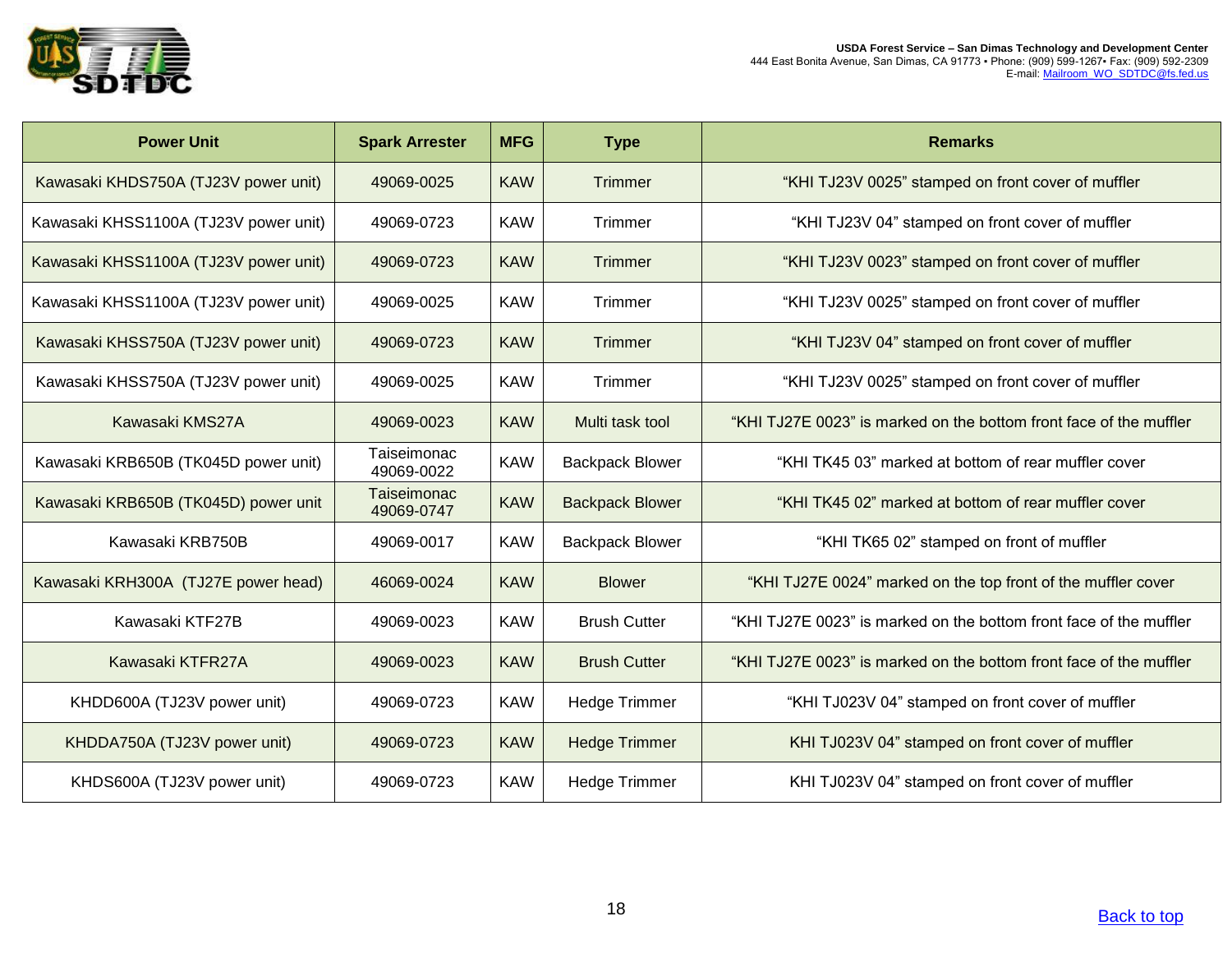| Power Unit | Spark Arrester | MFG | Type | Remarks |
|---|---|---|---|---|
| Kawasaki KHDS750A (TJ23V power unit) | 49069-0025 | KAW | Trimmer | “KHI TJ23V 0025” stamped on front cover of muffler |
| Kawasaki KHSS1100A (TJ23V power unit) | 49069-0723 | KAW | Trimmer | “KHI TJ23V 04” stamped on front cover of muffler |
| Kawasaki KHSS1100A (TJ23V power unit) | 49069-0723 | KAW | Trimmer | “KHI TJ23V 0023” stamped on front cover of muffler |
| Kawasaki KHSS1100A (TJ23V power unit) | 49069-0025 | KAW | Trimmer | “KHI TJ23V 0025” stamped on front cover of muffler |
| Kawasaki KHSS750A (TJ23V power unit) | 49069-0723 | KAW | Trimmer | “KHI TJ23V 04” stamped on front cover of muffler |
| Kawasaki KHSS750A (TJ23V power unit) | 49069-0025 | KAW | Trimmer | “KHI TJ23V 0025” stamped on front cover of muffler |
| Kawasaki KMS27A | 49069-0023 | KAW | Multi task tool | “KHI TJ27E 0023” is marked on the bottom front face of the muffler |
| Kawasaki KRB650B (TK045D power unit) | Taiseimonac 49069-0022 | KAW | Backpack Blower | “KHI TK45 03” marked at bottom of rear muffler cover |
| Kawasaki KRB650B (TK045D) power unit | Taiseimonac 49069-0747 | KAW | Backpack Blower | “KHI TK45 02” marked at bottom of rear muffler cover |
| Kawasaki KRB750B | 49069-0017 | KAW | Backpack Blower | “KHI TK65 02” stamped on front of muffler |
| Kawasaki KRH300A (TJ27E power head) | 46069-0024 | KAW | Blower | “KHI TJ27E 0024” marked on the top front of the muffler cover |
| Kawasaki KTF27B | 49069-0023 | KAW | Brush Cutter | “KHI TJ27E 0023” is marked on the bottom front face of the muffler |
| Kawasaki KTFR27A | 49069-0023 | KAW | Brush Cutter | “KHI TJ27E 0023” is marked on the bottom front face of the muffler |
| KHDD600A (TJ23V power unit) | 49069-0723 | KAW | Hedge Trimmer | “KHI TJ023V 04” stamped on front cover of muffler |
| KHDDA750A (TJ23V power unit) | 49069-0723 | KAW | Hedge Trimmer | KHI TJ023V 04” stamped on front cover of muffler |
| KHDS600A (TJ23V power unit) | 49069-0723 | KAW | Hedge Trimmer | KHI TJ023V 04” stamped on front cover of muffler |

Back to top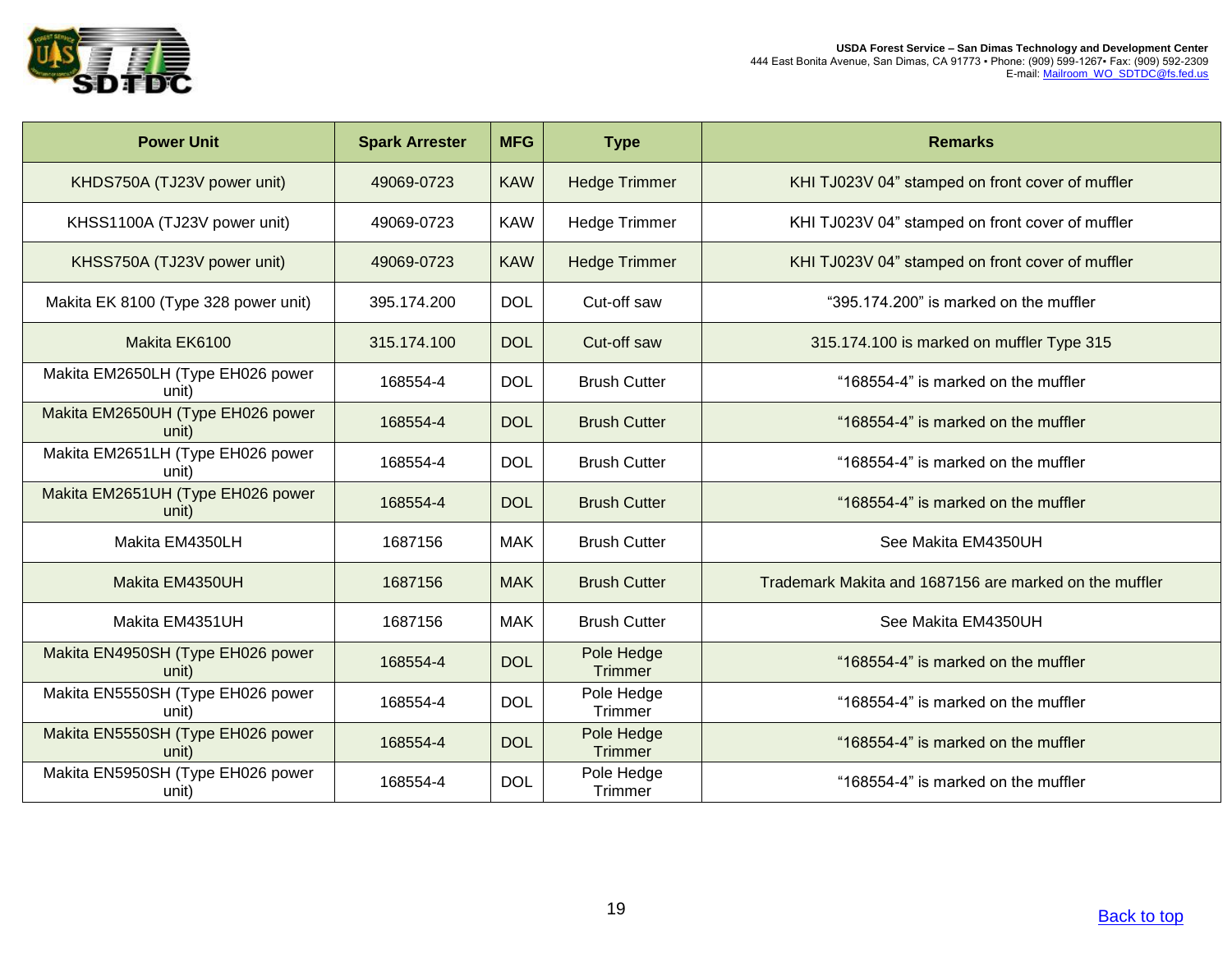| Power Unit | Spark Arrester | MFG | Type | Remarks |
|---|---|---|---|---|
| KHDS750A (TJ23V power unit) | 49069-0723 | KAW | Hedge Trimmer | KHI TJ023V 04" stamped on front cover of muffler |
| KHSS1100A (TJ23V power unit) | 49069-0723 | KAW | Hedge Trimmer | KHI TJ023V 04" stamped on front cover of muffler |
| KHSS750A (TJ23V power unit) | 49069-0723 | KAW | Hedge Trimmer | KHI TJ023V 04" stamped on front cover of muffler |
| Makita EK 8100 (Type 328 power unit) | 395.174.200 | DOL | Cut-off saw | "395.174.200" is marked on the muffler |
| Makita EK6100 | 315.174.100 | DOL | Cut-off saw | 315.174.100 is marked on muffler Type 315 |
| Makita EM2650LH (Type EH026 power unit) | 168554-4 | DOL | Brush Cutter | "168554-4" is marked on the muffler |
| Makita EM2650UH (Type EH026 power unit) | 168554-4 | DOL | Brush Cutter | "168554-4" is marked on the muffler |
| Makita EM2651LH (Type EH026 power unit) | 168554-4 | DOL | Brush Cutter | "168554-4" is marked on the muffler |
| Makita EM2651UH (Type EH026 power unit) | 168554-4 | DOL | Brush Cutter | "168554-4" is marked on the muffler |
| Makita EM4350LH | 1687156 | MAK | Brush Cutter | See Makita EM4350UH |
| Makita EM4350UH | 1687156 | MAK | Brush Cutter | Trademark Makita and 1687156 are marked on the muffler |
| Makita EM4351UH | 1687156 | MAK | Brush Cutter | See Makita EM4350UH |
| Makita EN4950SH (Type EH026 power unit) | 168554-4 | DOL | Pole Hedge Trimmer | "168554-4" is marked on the muffler |
| Makita EN5550SH (Type EH026 power unit) | 168554-4 | DOL | Pole Hedge Trimmer | "168554-4" is marked on the muffler |
| Makita EN5550SH (Type EH026 power unit) | 168554-4 | DOL | Pole Hedge Trimmer | "168554-4" is marked on the muffler |
| Makita EN5950SH (Type EH026 power unit) | 168554-4 | DOL | Pole Hedge Trimmer | "168554-4" is marked on the muffler |

Back to top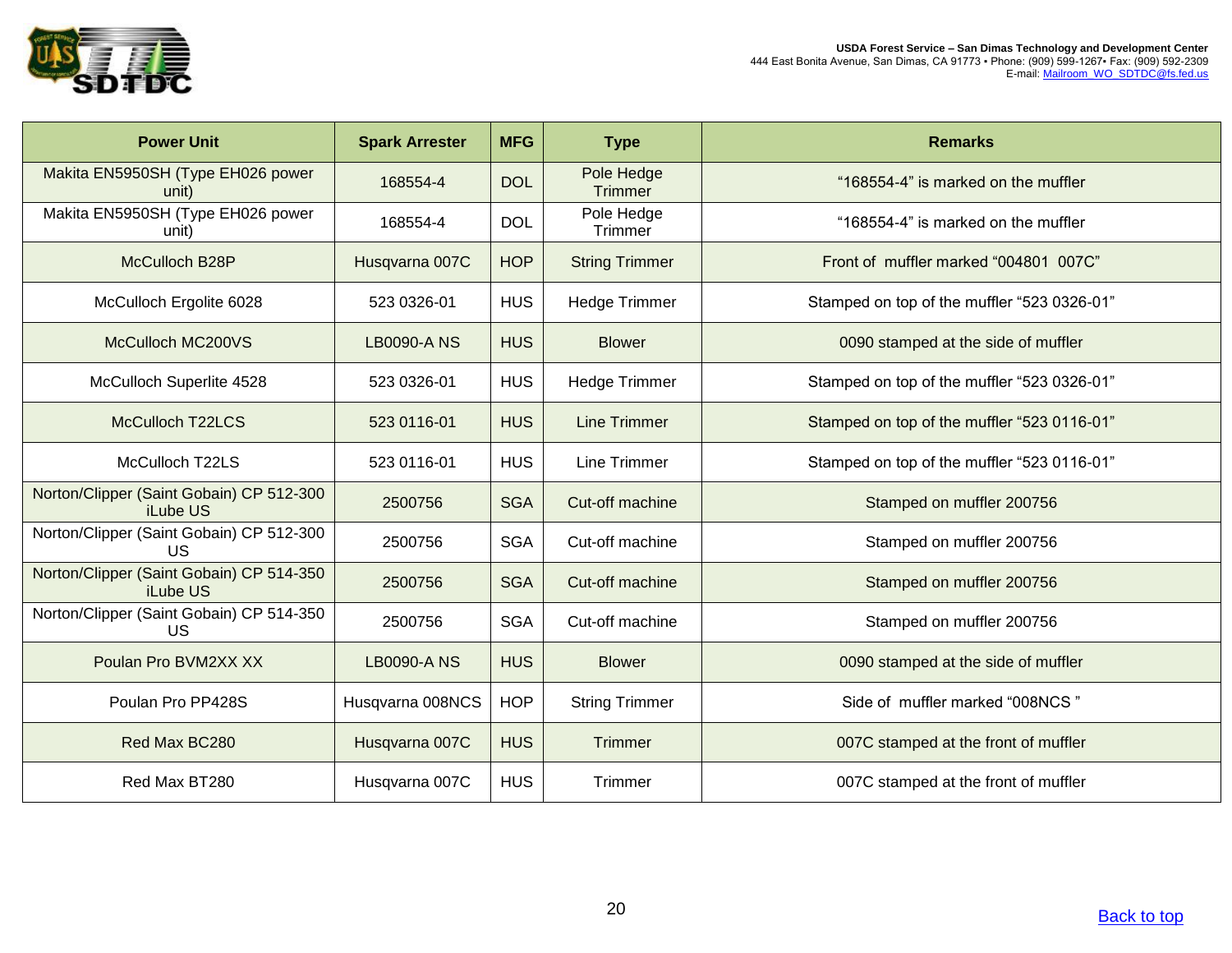| Power Unit | Spark Arrester | MFG | Type | Remarks |
|---|---|---|---|---|
| Makita EN5950SH (Type EH026 power unit) | 168554-4 | DOL | Pole Hedge Trimmer | "168554-4" is marked on the muffler |
| Makita EN5950SH (Type EH026 power unit) | 168554-4 | DOL | Pole Hedge Trimmer | "168554-4" is marked on the muffler |
| McCulloch B28P | Husqvarna 007C | HOP | String Trimmer | Front of muffler marked "004801 007C" |
| McCulloch Ergolite 6028 | 523 0326-01 | HUS | Hedge Trimmer | Stamped on top of the muffler "523 0326-01" |
| McCulloch MC200VS | LB0090-A NS | HUS | Blower | 0090 stamped at the side of muffler |
| McCulloch Superlite 4528 | 523 0326-01 | HUS | Hedge Trimmer | Stamped on top of the muffler "523 0326-01" |
| McCulloch T22LCS | 523 0116-01 | HUS | Line Trimmer | Stamped on top of the muffler "523 0116-01" |
| McCulloch T22LS | 523 0116-01 | HUS | Line Trimmer | Stamped on top of the muffler "523 0116-01" |
| Norton/Clipper (Saint Gobain) CP 512-300 iLube US | 2500756 | SGA | Cut-off machine | Stamped on muffler 200756 |
| Norton/Clipper (Saint Gobain) CP 512-300 US | 2500756 | SGA | Cut-off machine | Stamped on muffler 200756 |
| Norton/Clipper (Saint Gobain) CP 514-350 iLube US | 2500756 | SGA | Cut-off machine | Stamped on muffler 200756 |
| Norton/Clipper (Saint Gobain) CP 514-350 US | 2500756 | SGA | Cut-off machine | Stamped on muffler 200756 |
| Poulan Pro BVM2XX XX | LB0090-A NS | HUS | Blower | 0090 stamped at the side of muffler |
| Poulan Pro PP428S | Husqvarna 008NCS | HOP | String Trimmer | Side of muffler marked "008NCS " |
| Red Max BC280 | Husqvarna 007C | HUS | Trimmer | 007C stamped at the front of muffler |
| Red Max BT280 | Husqvarna 007C | HUS | Trimmer | 007C stamped at the front of muffler |

Back to top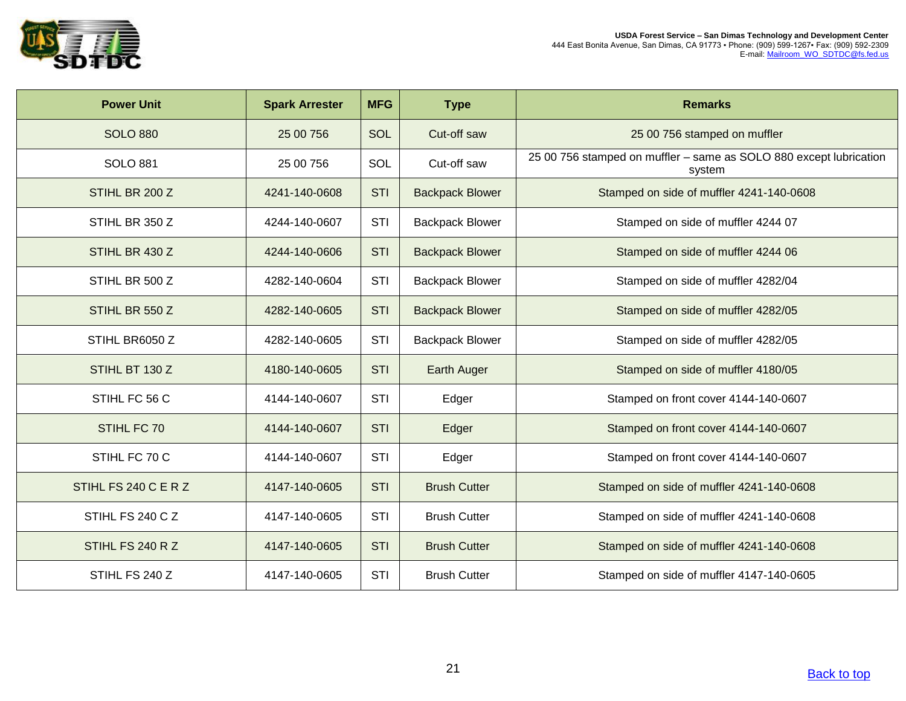| Power Unit | Spark Arrester | MFG | Type | Remarks |
|---|---|---|---|---|
| SOLO 880 | 25 00 756 | SOL | Cut-off saw | 25 00 756 stamped on muffler |
| SOLO 881 | 25 00 756 | SOL | Cut-off saw | 25 00 756 stamped on muffler – same as SOLO 880 except lubrication system |
| STIHL BR 200 Z | 4241-140-0608 | STI | Backpack Blower | Stamped on side of muffler 4241-140-0608 |
| STIHL BR 350 Z | 4244-140-0607 | STI | Backpack Blower | Stamped on side of muffler 4244 07 |
| STIHL BR 430 Z | 4244-140-0606 | STI | Backpack Blower | Stamped on side of muffler 4244 06 |
| STIHL BR 500 Z | 4282-140-0604 | STI | Backpack Blower | Stamped on side of muffler 4282/04 |
| STIHL BR 550 Z | 4282-140-0605 | STI | Backpack Blower | Stamped on side of muffler 4282/05 |
| STIHL BR6050 Z | 4282-140-0605 | STI | Backpack Blower | Stamped on side of muffler 4282/05 |
| STIHL BT 130 Z | 4180-140-0605 | STI | Earth Auger | Stamped on side of muffler 4180/05 |
| STIHL FC 56 C | 4144-140-0607 | STI | Edger | Stamped on front cover 4144-140-0607 |
| STIHL FC 70 | 4144-140-0607 | STI | Edger | Stamped on front cover 4144-140-0607 |
| STIHL FC 70 C | 4144-140-0607 | STI | Edger | Stamped on front cover 4144-140-0607 |
| STIHL FS 240 C E R Z | 4147-140-0605 | STI | Brush Cutter | Stamped on side of muffler 4241-140-0608 |
| STIHL FS 240 C Z | 4147-140-0605 | STI | Brush Cutter | Stamped on side of muffler 4241-140-0608 |
| STIHL FS 240 R Z | 4147-140-0605 | STI | Brush Cutter | Stamped on side of muffler 4241-140-0608 |
| STIHL FS 240 Z | 4147-140-0605 | STI | Brush Cutter | Stamped on side of muffler 4147-140-0605 |

[Back to top](#)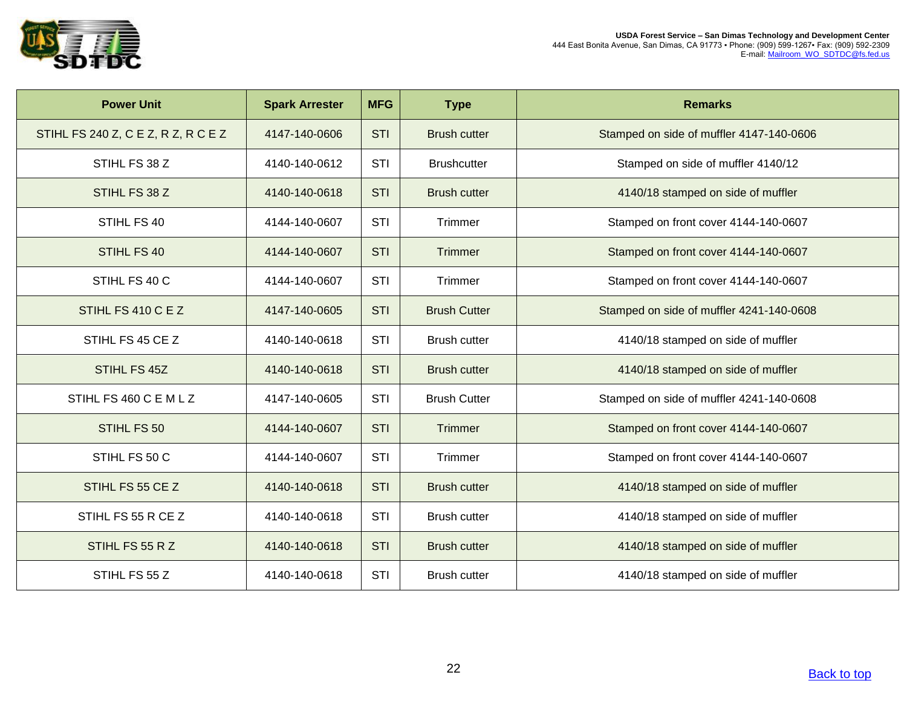| Power Unit | Spark Arrester | MFG | Type | Remarks |
|---|---|---|---|---|
| STIHL FS 240 Z, C E Z, R Z, R C E Z | 4147-140-0606 | STI | Brush cutter | Stamped on side of muffler 4147-140-0606 |
| STIHL FS 38 Z | 4140-140-0612 | STI | Brushcutter | Stamped on side of muffler 4140/12 |
| STIHL FS 38 Z | 4140-140-0618 | STI | Brush cutter | 4140/18 stamped on side of muffler |
| STIHL FS 40 | 4144-140-0607 | STI | Trimmer | Stamped on front cover 4144-140-0607 |
| STIHL FS 40 | 4144-140-0607 | STI | Trimmer | Stamped on front cover 4144-140-0607 |
| STIHL FS 40 C | 4144-140-0607 | STI | Trimmer | Stamped on front cover 4144-140-0607 |
| STIHL FS 410 C E Z | 4147-140-0605 | STI | Brush Cutter | Stamped on side of muffler 4241-140-0608 |
| STIHL FS 45 CE Z | 4140-140-0618 | STI | Brush cutter | 4140/18 stamped on side of muffler |
| STIHL FS 45Z | 4140-140-0618 | STI | Brush cutter | 4140/18 stamped on side of muffler |
| STIHL FS 460 C E M L Z | 4147-140-0605 | STI | Brush Cutter | Stamped on side of muffler 4241-140-0608 |
| STIHL FS 50 | 4144-140-0607 | STI | Trimmer | Stamped on front cover 4144-140-0607 |
| STIHL FS 50 C | 4144-140-0607 | STI | Trimmer | Stamped on front cover 4144-140-0607 |
| STIHL FS 55 CE Z | 4140-140-0618 | STI | Brush cutter | 4140/18 stamped on side of muffler |
| STIHL FS 55 R CE Z | 4140-140-0618 | STI | Brush cutter | 4140/18 stamped on side of muffler |
| STIHL FS 55 R Z | 4140-140-0618 | STI | Brush cutter | 4140/18 stamped on side of muffler |
| STIHL FS 55 Z | 4140-140-0618 | STI | Brush cutter | 4140/18 stamped on side of muffler |

Back to top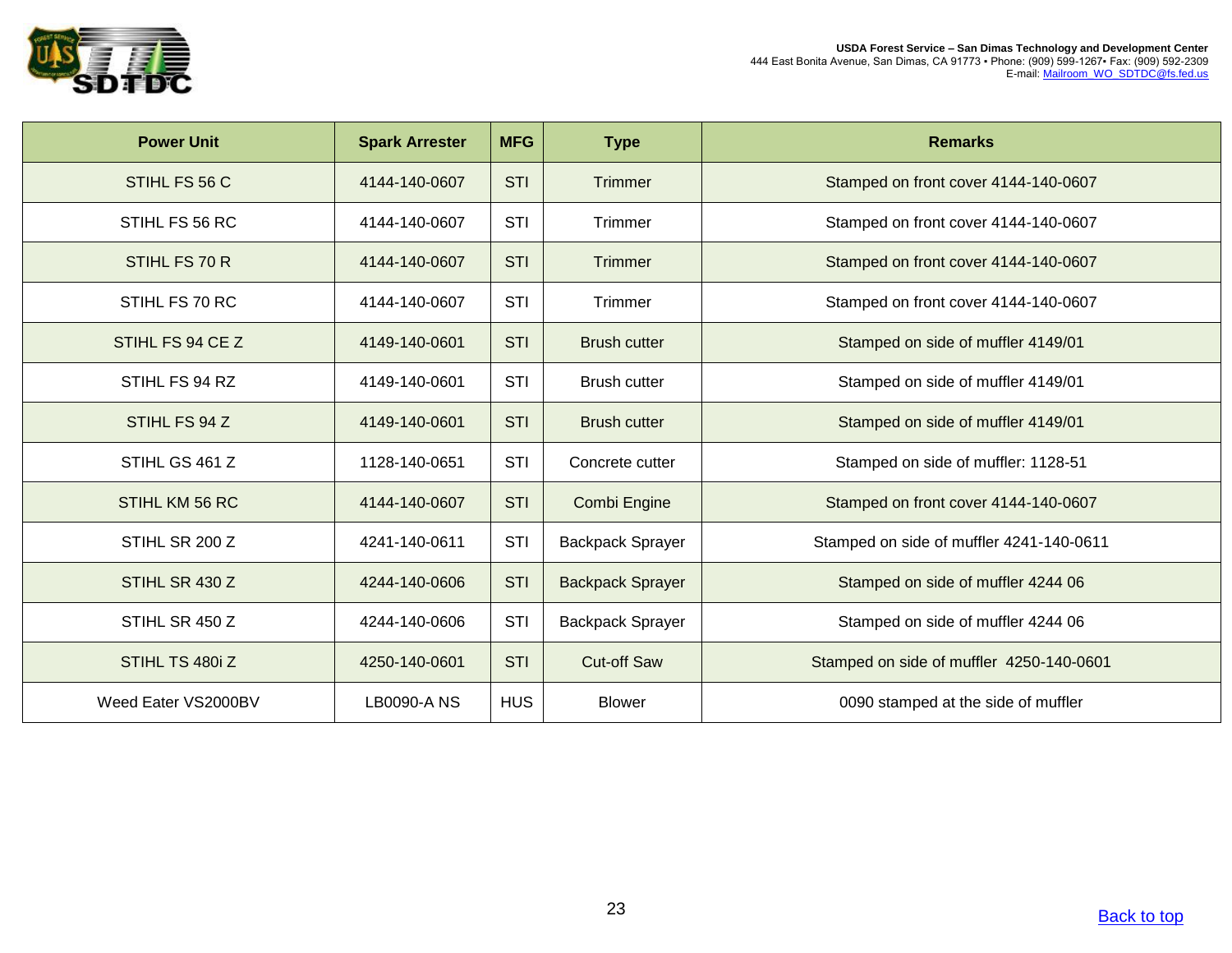| Power Unit | Spark Arrester | MFG | Type | Remarks |
|---|---|---|---|---|
| STIHL FS 56 C | 4144-140-0607 | STI | Trimmer | Stamped on front cover 4144-140-0607 |
| STIHL FS 56 RC | 4144-140-0607 | STI | Trimmer | Stamped on front cover 4144-140-0607 |
| STIHL FS 70 R | 4144-140-0607 | STI | Trimmer | Stamped on front cover 4144-140-0607 |
| STIHL FS 70 RC | 4144-140-0607 | STI | Trimmer | Stamped on front cover 4144-140-0607 |
| STIHL FS 94 CE Z | 4149-140-0601 | STI | Brush cutter | Stamped on side of muffler 4149/01 |
| STIHL FS 94 RZ | 4149-140-0601 | STI | Brush cutter | Stamped on side of muffler 4149/01 |
| STIHL FS 94 Z | 4149-140-0601 | STI | Brush cutter | Stamped on side of muffler 4149/01 |
| STIHL GS 461 Z | 1128-140-0651 | STI | Concrete cutter | Stamped on side of muffler: 1128-51 |
| STIHL KM 56 RC | 4144-140-0607 | STI | Combi Engine | Stamped on front cover 4144-140-0607 |
| STIHL SR 200 Z | 4241-140-0611 | STI | Backpack Sprayer | Stamped on side of muffler 4241-140-0611 |
| STIHL SR 430 Z | 4244-140-0606 | STI | Backpack Sprayer | Stamped on side of muffler 4244 06 |
| STIHL SR 450 Z | 4244-140-0606 | STI | Backpack Sprayer | Stamped on side of muffler 4244 06 |
| STIHL TS 480i Z | 4250-140-0601 | STI | Cut-off Saw | Stamped on side of muffler 4250-140-0601 |
| Weed Eater VS2000BV | LB0090-A NS | HUS | Blower | 0090 stamped at the side of muffler |

Back to top